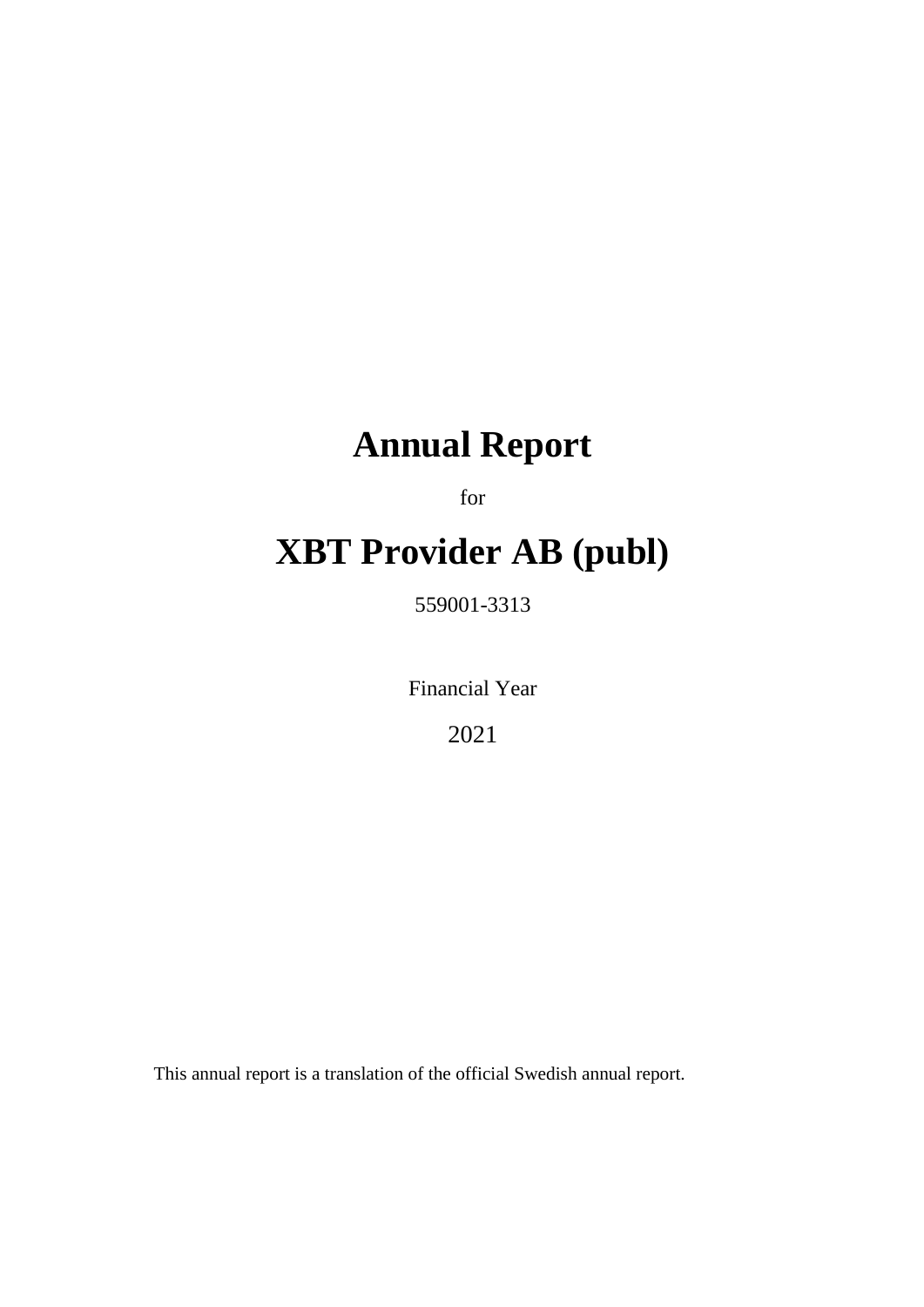# Annual Report

for

# XBT Provider AB (publ)

559001-3313

Financial Year

2021

This annual report is a translation of the official Swedish annual report.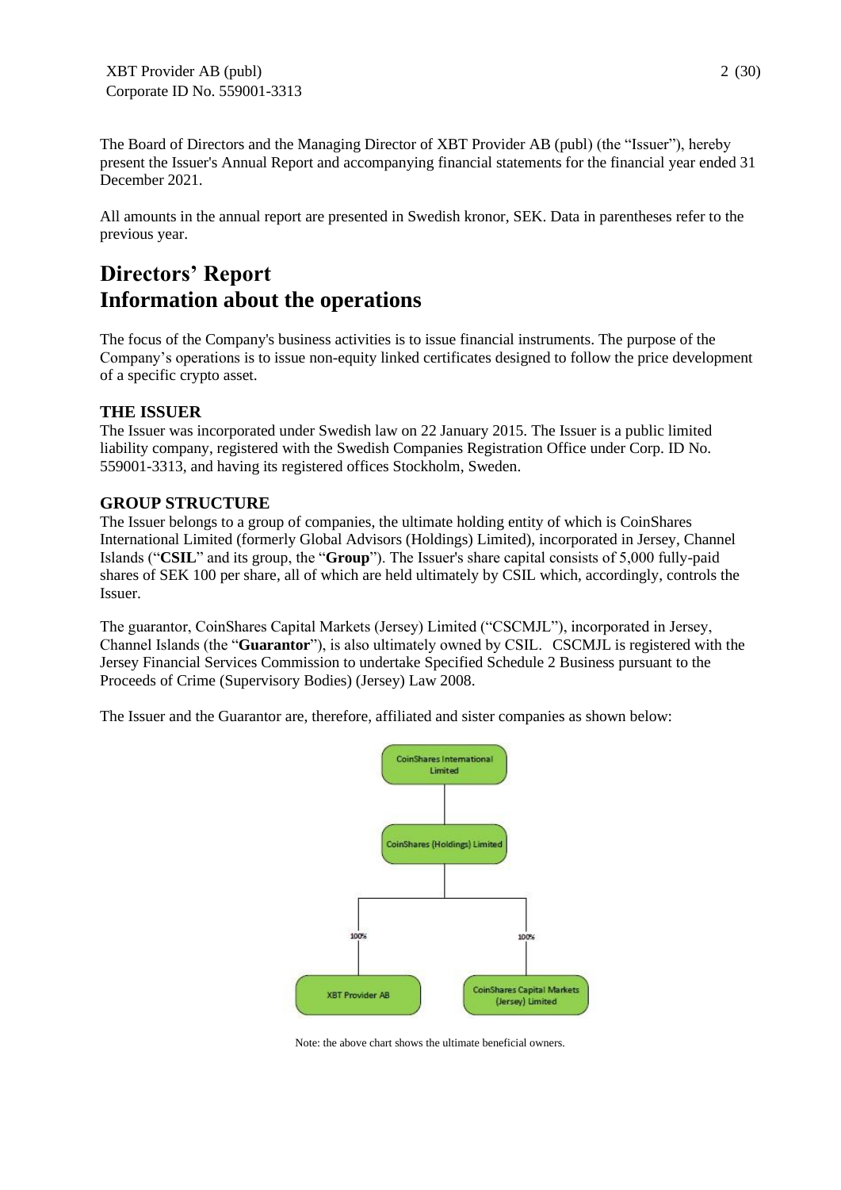The Board of Directors and the Managing Director of XBT Provider AB (publ) (the "Issuer"), hereby present the Issuer's Annual Report and accompanying financial statements for the financial year ended 31 December 2021.

All amounts in the annual report are presented in Swedish kronor, SEK. Data in parentheses refer to the previous year.

# Directors' Report
# Information about the operations

The focus of the Company's business activities is to issue financial instruments. The purpose of the Company's operations is to issue non-equity linked certificates designed to follow the price development of a specific crypto asset.

### THE ISSUER

The Issuer was incorporated under Swedish law on 22 January 2015. The Issuer is a public limited liability company, registered with the Swedish Companies Registration Office under Corp. ID No. 559001-3313, and having its registered offices Stockholm, Sweden.

### GROUP STRUCTURE

The Issuer belongs to a group of companies, the ultimate holding entity of which is CoinShares International Limited (formerly Global Advisors (Holdings) Limited), incorporated in Jersey, Channel Islands ("**CSIL**" and its group, the "**Group**"). The Issuer's share capital consists of 5,000 fully-paid shares of SEK 100 per share, all of which are held ultimately by CSIL which, accordingly, controls the Issuer.

The guarantor, CoinShares Capital Markets (Jersey) Limited ("CSCMJL"), incorporated in Jersey, Channel Islands (the "**Guarantor**"), is also ultimately owned by CSIL. CSCMJL is registered with the Jersey Financial Services Commission to undertake Specified Schedule 2 Business pursuant to the Proceeds of Crime (Supervisory Bodies) (Jersey) Law 2008.

The Issuer and the Guarantor are, therefore, affiliated and sister companies as shown below:

CoinShares International Limited

CoinShares (Holdings) Limited

100% — XBT Provider AB

100% — CoinShares Capital Markets (Jersey) Limited

Note: the above chart shows the ultimate beneficial owners.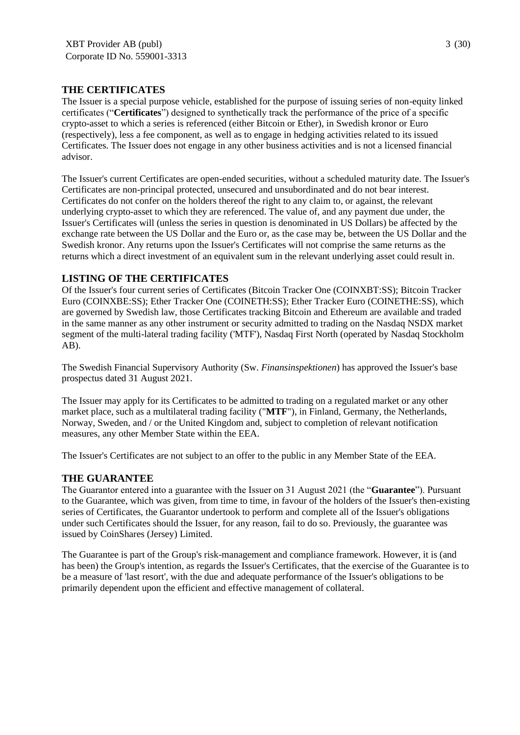## THE CERTIFICATES

The Issuer is a special purpose vehicle, established for the purpose of issuing series of non-equity linked certificates ("**Certificates**") designed to synthetically track the performance of the price of a specific crypto-asset to which a series is referenced (either Bitcoin or Ether), in Swedish kronor or Euro (respectively), less a fee component, as well as to engage in hedging activities related to its issued Certificates. The Issuer does not engage in any other business activities and is not a licensed financial advisor.

The Issuer's current Certificates are open-ended securities, without a scheduled maturity date. The Issuer's Certificates are non-principal protected, unsecured and unsubordinated and do not bear interest. Certificates do not confer on the holders thereof the right to any claim to, or against, the relevant underlying crypto-asset to which they are referenced. The value of, and any payment due under, the Issuer's Certificates will (unless the series in question is denominated in US Dollars) be affected by the exchange rate between the US Dollar and the Euro or, as the case may be, between the US Dollar and the Swedish kronor. Any returns upon the Issuer's Certificates will not comprise the same returns as the returns which a direct investment of an equivalent sum in the relevant underlying asset could result in.

## LISTING OF THE CERTIFICATES

Of the Issuer's four current series of Certificates (Bitcoin Tracker One (COINXBT:SS); Bitcoin Tracker Euro (COINXBE:SS); Ether Tracker One (COINETH:SS); Ether Tracker Euro (COINETHE:SS), which are governed by Swedish law, those Certificates tracking Bitcoin and Ethereum are available and traded in the same manner as any other instrument or security admitted to trading on the Nasdaq NSDX market segment of the multi-lateral trading facility ('MTF'), Nasdaq First North (operated by Nasdaq Stockholm AB).

The Swedish Financial Supervisory Authority (Sw. *Finansinspektionen*) has approved the Issuer's base prospectus dated 31 August 2021.

The Issuer may apply for its Certificates to be admitted to trading on a regulated market or any other market place, such as a multilateral trading facility ("**MTF**"), in Finland, Germany, the Netherlands, Norway, Sweden, and / or the United Kingdom and, subject to completion of relevant notification measures, any other Member State within the EEA.

The Issuer's Certificates are not subject to an offer to the public in any Member State of the EEA.

## THE GUARANTEE

The Guarantor entered into a guarantee with the Issuer on 31 August 2021 (the "**Guarantee**"). Pursuant to the Guarantee, which was given, from time to time, in favour of the holders of the Issuer's then-existing series of Certificates, the Guarantor undertook to perform and complete all of the Issuer's obligations under such Certificates should the Issuer, for any reason, fail to do so. Previously, the guarantee was issued by CoinShares (Jersey) Limited.

The Guarantee is part of the Group's risk-management and compliance framework. However, it is (and has been) the Group's intention, as regards the Issuer's Certificates, that the exercise of the Guarantee is to be a measure of 'last resort', with the due and adequate performance of the Issuer's obligations to be primarily dependent upon the efficient and effective management of collateral.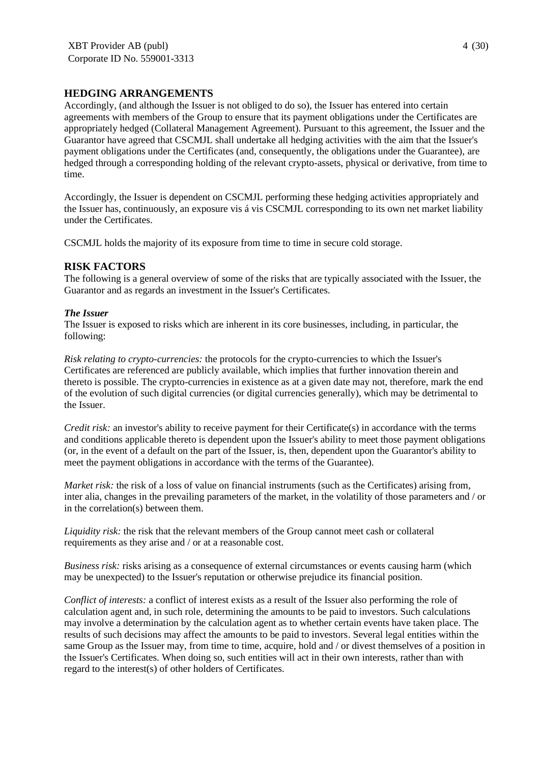## HEDGING ARRANGEMENTS

Accordingly, (and although the Issuer is not obliged to do so), the Issuer has entered into certain agreements with members of the Group to ensure that its payment obligations under the Certificates are appropriately hedged (Collateral Management Agreement). Pursuant to this agreement, the Issuer and the Guarantor have agreed that CSCMJL shall undertake all hedging activities with the aim that the Issuer's payment obligations under the Certificates (and, consequently, the obligations under the Guarantee), are hedged through a corresponding holding of the relevant crypto-assets, physical or derivative, from time to time.

Accordingly, the Issuer is dependent on CSCMJL performing these hedging activities appropriately and the Issuer has, continuously, an exposure vis á vis CSCMJL corresponding to its own net market liability under the Certificates.

CSCMJL holds the majority of its exposure from time to time in secure cold storage.

## RISK FACTORS

The following is a general overview of some of the risks that are typically associated with the Issuer, the Guarantor and as regards an investment in the Issuer's Certificates.

***The Issuer***

The Issuer is exposed to risks which are inherent in its core businesses, including, in particular, the following:

*Risk relating to crypto-currencies:* the protocols for the crypto-currencies to which the Issuer's Certificates are referenced are publicly available, which implies that further innovation therein and thereto is possible. The crypto-currencies in existence as at a given date may not, therefore, mark the end of the evolution of such digital currencies (or digital currencies generally), which may be detrimental to the Issuer.

*Credit risk:* an investor's ability to receive payment for their Certificate(s) in accordance with the terms and conditions applicable thereto is dependent upon the Issuer's ability to meet those payment obligations (or, in the event of a default on the part of the Issuer, is, then, dependent upon the Guarantor's ability to meet the payment obligations in accordance with the terms of the Guarantee).

*Market risk:* the risk of a loss of value on financial instruments (such as the Certificates) arising from, inter alia, changes in the prevailing parameters of the market, in the volatility of those parameters and / or in the correlation(s) between them.

*Liquidity risk:* the risk that the relevant members of the Group cannot meet cash or collateral requirements as they arise and / or at a reasonable cost.

*Business risk:* risks arising as a consequence of external circumstances or events causing harm (which may be unexpected) to the Issuer's reputation or otherwise prejudice its financial position.

*Conflict of interests:* a conflict of interest exists as a result of the Issuer also performing the role of calculation agent and, in such role, determining the amounts to be paid to investors. Such calculations may involve a determination by the calculation agent as to whether certain events have taken place. The results of such decisions may affect the amounts to be paid to investors. Several legal entities within the same Group as the Issuer may, from time to time, acquire, hold and / or divest themselves of a position in the Issuer's Certificates. When doing so, such entities will act in their own interests, rather than with regard to the interest(s) of other holders of Certificates.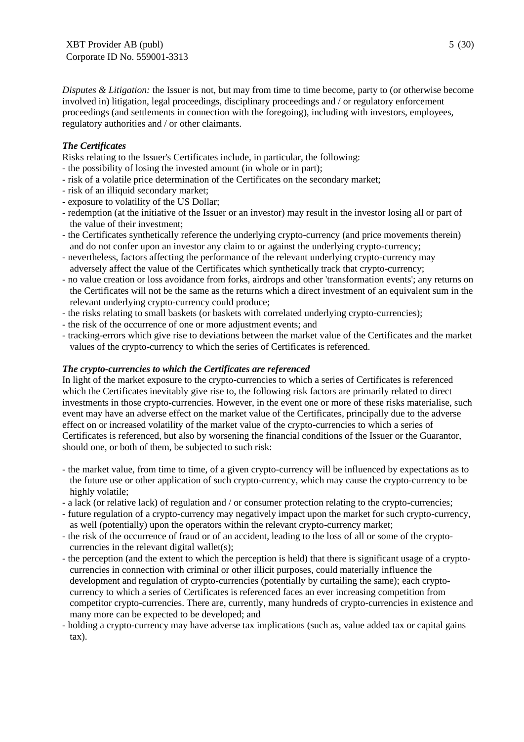*Disputes & Litigation:* the Issuer is not, but may from time to time become, party to (or otherwise become involved in) litigation, legal proceedings, disciplinary proceedings and / or regulatory enforcement proceedings (and settlements in connection with the foregoing), including with investors, employees, regulatory authorities and / or other claimants.

***The Certificates***

Risks relating to the Issuer's Certificates include, in particular, the following:

- the possibility of losing the invested amount (in whole or in part);
- risk of a volatile price determination of the Certificates on the secondary market;
- risk of an illiquid secondary market;
- exposure to volatility of the US Dollar;
- redemption (at the initiative of the Issuer or an investor) may result in the investor losing all or part of the value of their investment;
- the Certificates synthetically reference the underlying crypto-currency (and price movements therein) and do not confer upon an investor any claim to or against the underlying crypto-currency;
- nevertheless, factors affecting the performance of the relevant underlying crypto-currency may adversely affect the value of the Certificates which synthetically track that crypto-currency;
- no value creation or loss avoidance from forks, airdrops and other 'transformation events'; any returns on the Certificates will not be the same as the returns which a direct investment of an equivalent sum in the relevant underlying crypto-currency could produce;
- the risks relating to small baskets (or baskets with correlated underlying crypto-currencies);
- the risk of the occurrence of one or more adjustment events; and
- tracking-errors which give rise to deviations between the market value of the Certificates and the market values of the crypto-currency to which the series of Certificates is referenced.

***The crypto-currencies to which the Certificates are referenced***

In light of the market exposure to the crypto-currencies to which a series of Certificates is referenced which the Certificates inevitably give rise to, the following risk factors are primarily related to direct investments in those crypto-currencies. However, in the event one or more of these risks materialise, such event may have an adverse effect on the market value of the Certificates, principally due to the adverse effect on or increased volatility of the market value of the crypto-currencies to which a series of Certificates is referenced, but also by worsening the financial conditions of the Issuer or the Guarantor, should one, or both of them, be subjected to such risk:

- the market value, from time to time, of a given crypto-currency will be influenced by expectations as to the future use or other application of such crypto-currency, which may cause the crypto-currency to be highly volatile;
- a lack (or relative lack) of regulation and / or consumer protection relating to the crypto-currencies;
- future regulation of a crypto-currency may negatively impact upon the market for such crypto-currency, as well (potentially) upon the operators within the relevant crypto-currency market;
- the risk of the occurrence of fraud or of an accident, leading to the loss of all or some of the crypto-currencies in the relevant digital wallet(s);
- the perception (and the extent to which the perception is held) that there is significant usage of a crypto-currencies in connection with criminal or other illicit purposes, could materially influence the development and regulation of crypto-currencies (potentially by curtailing the same); each crypto-currency to which a series of Certificates is referenced faces an ever increasing competition from competitor crypto-currencies. There are, currently, many hundreds of crypto-currencies in existence and many more can be expected to be developed; and
- holding a crypto-currency may have adverse tax implications (such as, value added tax or capital gains tax).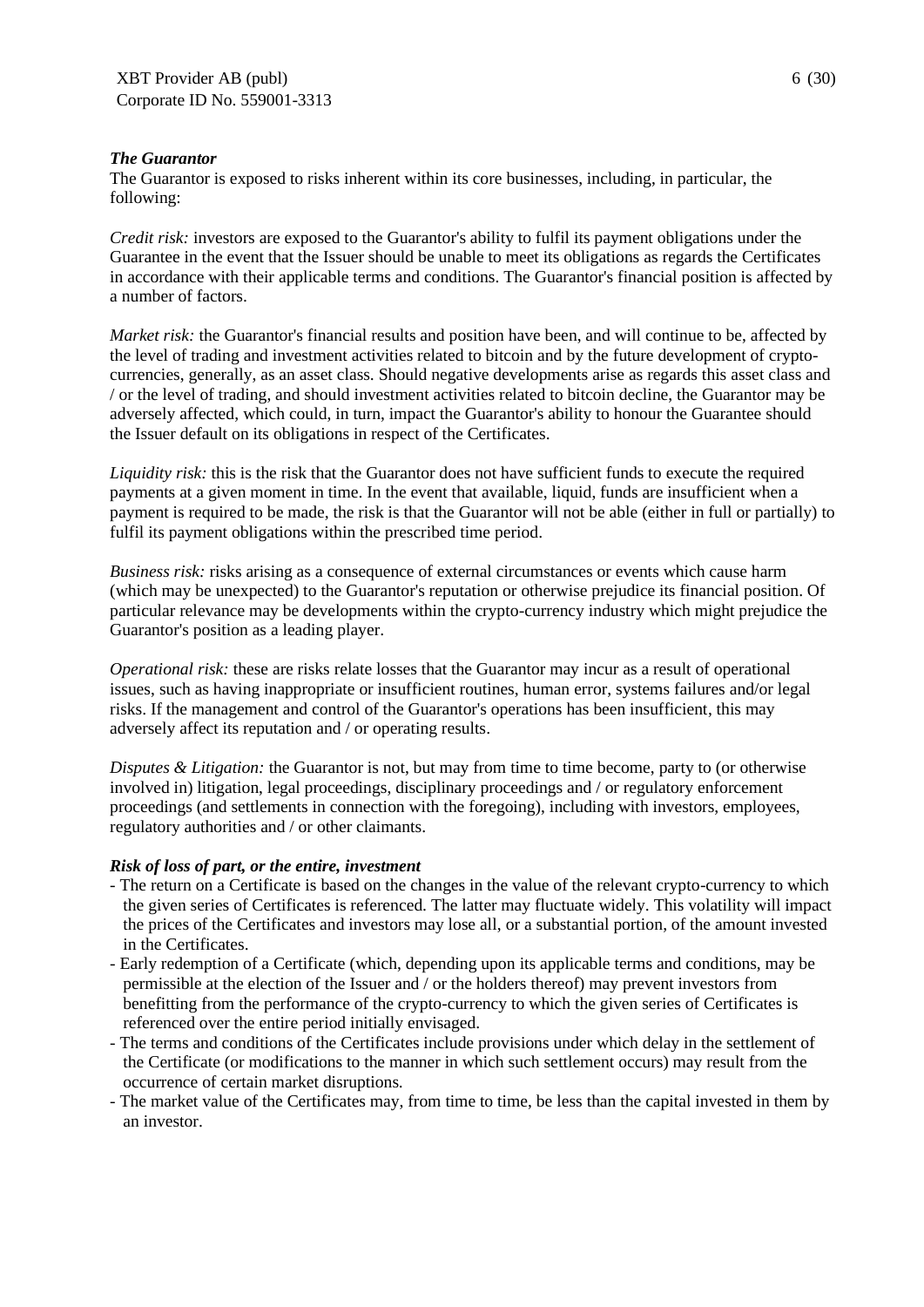***The Guarantor***

The Guarantor is exposed to risks inherent within its core businesses, including, in particular, the following:

*Credit risk:* investors are exposed to the Guarantor's ability to fulfil its payment obligations under the Guarantee in the event that the Issuer should be unable to meet its obligations as regards the Certificates in accordance with their applicable terms and conditions. The Guarantor's financial position is affected by a number of factors.

*Market risk:* the Guarantor's financial results and position have been, and will continue to be, affected by the level of trading and investment activities related to bitcoin and by the future development of crypto-currencies, generally, as an asset class. Should negative developments arise as regards this asset class and / or the level of trading, and should investment activities related to bitcoin decline, the Guarantor may be adversely affected, which could, in turn, impact the Guarantor's ability to honour the Guarantee should the Issuer default on its obligations in respect of the Certificates.

*Liquidity risk:* this is the risk that the Guarantor does not have sufficient funds to execute the required payments at a given moment in time. In the event that available, liquid, funds are insufficient when a payment is required to be made, the risk is that the Guarantor will not be able (either in full or partially) to fulfil its payment obligations within the prescribed time period.

*Business risk:* risks arising as a consequence of external circumstances or events which cause harm (which may be unexpected) to the Guarantor's reputation or otherwise prejudice its financial position. Of particular relevance may be developments within the crypto-currency industry which might prejudice the Guarantor's position as a leading player.

*Operational risk:* these are risks relate losses that the Guarantor may incur as a result of operational issues, such as having inappropriate or insufficient routines, human error, systems failures and/or legal risks. If the management and control of the Guarantor's operations has been insufficient, this may adversely affect its reputation and / or operating results.

*Disputes & Litigation:* the Guarantor is not, but may from time to time become, party to (or otherwise involved in) litigation, legal proceedings, disciplinary proceedings and / or regulatory enforcement proceedings (and settlements in connection with the foregoing), including with investors, employees, regulatory authorities and / or other claimants.

***Risk of loss of part, or the entire, investment***

- The return on a Certificate is based on the changes in the value of the relevant crypto-currency to which the given series of Certificates is referenced. The latter may fluctuate widely. This volatility will impact the prices of the Certificates and investors may lose all, or a substantial portion, of the amount invested in the Certificates.
- Early redemption of a Certificate (which, depending upon its applicable terms and conditions, may be permissible at the election of the Issuer and / or the holders thereof) may prevent investors from benefitting from the performance of the crypto-currency to which the given series of Certificates is referenced over the entire period initially envisaged.
- The terms and conditions of the Certificates include provisions under which delay in the settlement of the Certificate (or modifications to the manner in which such settlement occurs) may result from the occurrence of certain market disruptions.
- The market value of the Certificates may, from time to time, be less than the capital invested in them by an investor.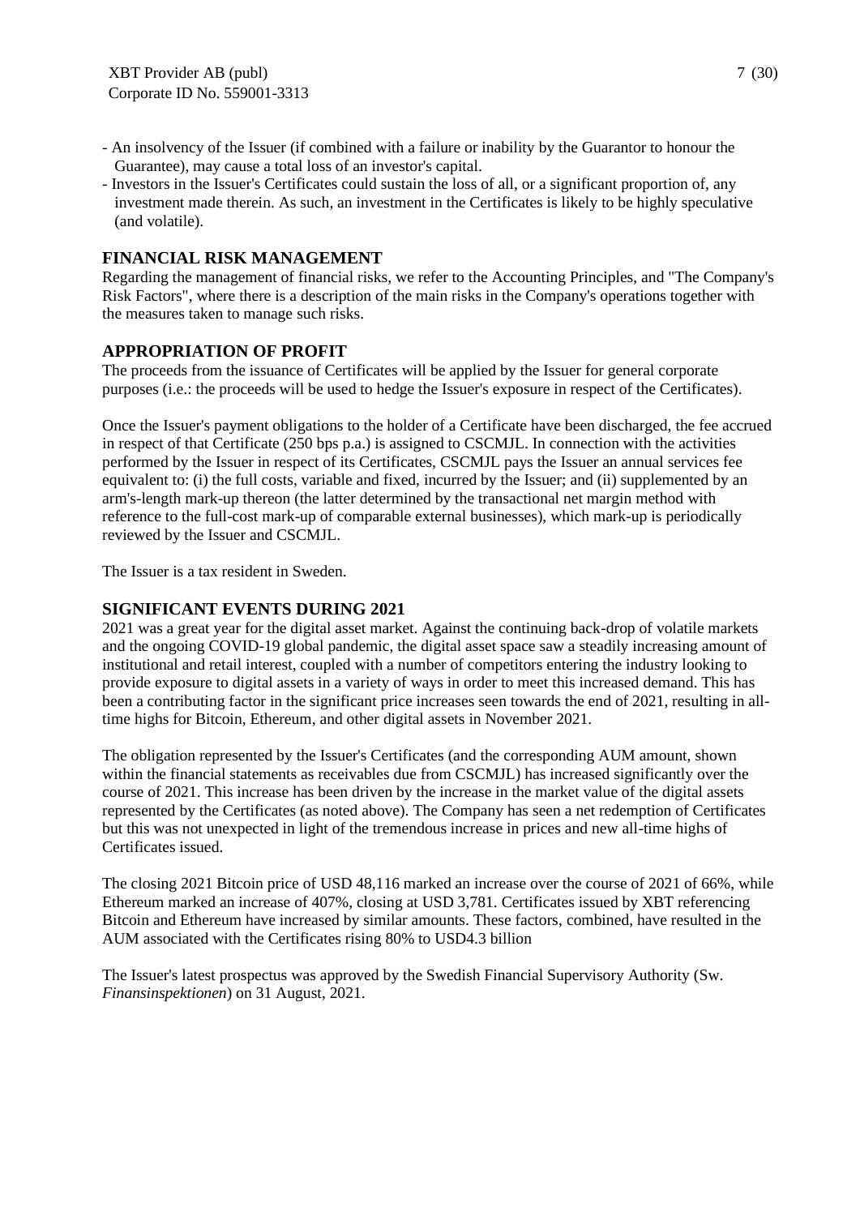- An insolvency of the Issuer (if combined with a failure or inability by the Guarantor to honour the Guarantee), may cause a total loss of an investor's capital.
- Investors in the Issuer's Certificates could sustain the loss of all, or a significant proportion of, any investment made therein. As such, an investment in the Certificates is likely to be highly speculative (and volatile).

## FINANCIAL RISK MANAGEMENT

Regarding the management of financial risks, we refer to the Accounting Principles, and "The Company's Risk Factors", where there is a description of the main risks in the Company's operations together with the measures taken to manage such risks.

## APPROPRIATION OF PROFIT

The proceeds from the issuance of Certificates will be applied by the Issuer for general corporate purposes (i.e.: the proceeds will be used to hedge the Issuer's exposure in respect of the Certificates).

Once the Issuer's payment obligations to the holder of a Certificate have been discharged, the fee accrued in respect of that Certificate (250 bps p.a.) is assigned to CSCMJL. In connection with the activities performed by the Issuer in respect of its Certificates, CSCMJL pays the Issuer an annual services fee equivalent to: (i) the full costs, variable and fixed, incurred by the Issuer; and (ii) supplemented by an arm's-length mark-up thereon (the latter determined by the transactional net margin method with reference to the full-cost mark-up of comparable external businesses), which mark-up is periodically reviewed by the Issuer and CSCMJL.

The Issuer is a tax resident in Sweden.

## SIGNIFICANT EVENTS DURING 2021

2021 was a great year for the digital asset market. Against the continuing back-drop of volatile markets and the ongoing COVID-19 global pandemic, the digital asset space saw a steadily increasing amount of institutional and retail interest, coupled with a number of competitors entering the industry looking to provide exposure to digital assets in a variety of ways in order to meet this increased demand. This has been a contributing factor in the significant price increases seen towards the end of 2021, resulting in all-time highs for Bitcoin, Ethereum, and other digital assets in November 2021.

The obligation represented by the Issuer's Certificates (and the corresponding AUM amount, shown within the financial statements as receivables due from CSCMJL) has increased significantly over the course of 2021. This increase has been driven by the increase in the market value of the digital assets represented by the Certificates (as noted above). The Company has seen a net redemption of Certificates but this was not unexpected in light of the tremendous increase in prices and new all-time highs of Certificates issued.

The closing 2021 Bitcoin price of USD 48,116 marked an increase over the course of 2021 of 66%, while Ethereum marked an increase of 407%, closing at USD 3,781. Certificates issued by XBT referencing Bitcoin and Ethereum have increased by similar amounts. These factors, combined, have resulted in the AUM associated with the Certificates rising 80% to USD4.3 billion

The Issuer's latest prospectus was approved by the Swedish Financial Supervisory Authority (Sw. *Finansinspektionen*) on 31 August, 2021.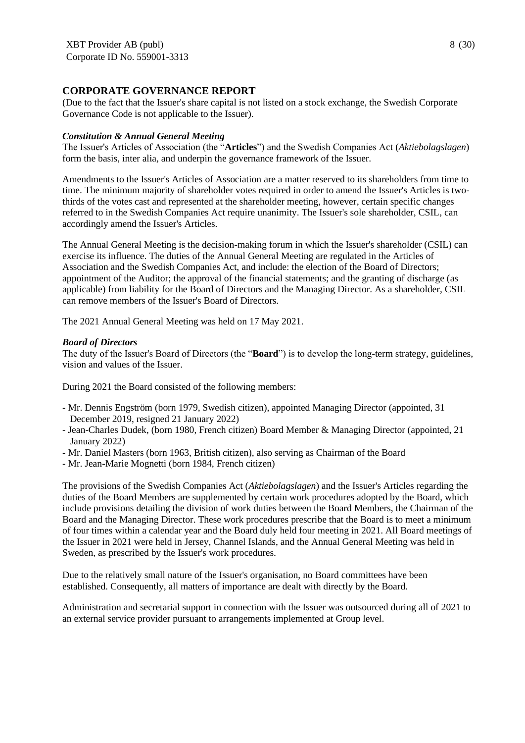## CORPORATE GOVERNANCE REPORT

(Due to the fact that the Issuer's share capital is not listed on a stock exchange, the Swedish Corporate Governance Code is not applicable to the Issuer).

### *Constitution & Annual General Meeting*

The Issuer's Articles of Association (the "**Articles**") and the Swedish Companies Act (*Aktiebolagslagen*) form the basis, inter alia, and underpin the governance framework of the Issuer.

Amendments to the Issuer's Articles of Association are a matter reserved to its shareholders from time to time. The minimum majority of shareholder votes required in order to amend the Issuer's Articles is two-thirds of the votes cast and represented at the shareholder meeting, however, certain specific changes referred to in the Swedish Companies Act require unanimity. The Issuer's sole shareholder, CSIL, can accordingly amend the Issuer's Articles.

The Annual General Meeting is the decision-making forum in which the Issuer's shareholder (CSIL) can exercise its influence. The duties of the Annual General Meeting are regulated in the Articles of Association and the Swedish Companies Act, and include: the election of the Board of Directors; appointment of the Auditor; the approval of the financial statements; and the granting of discharge (as applicable) from liability for the Board of Directors and the Managing Director. As a shareholder, CSIL can remove members of the Issuer's Board of Directors.

The 2021 Annual General Meeting was held on 17 May 2021.

### *Board of Directors*

The duty of the Issuer's Board of Directors (the "**Board**") is to develop the long-term strategy, guidelines, vision and values of the Issuer.

During 2021 the Board consisted of the following members:

- Mr. Dennis Engström (born 1979, Swedish citizen), appointed Managing Director (appointed, 31 December 2019, resigned 21 January 2022)
- Jean-Charles Dudek, (born 1980, French citizen) Board Member & Managing Director (appointed, 21 January 2022)
- Mr. Daniel Masters (born 1963, British citizen), also serving as Chairman of the Board
- Mr. Jean-Marie Mognetti (born 1984, French citizen)

The provisions of the Swedish Companies Act (*Aktiebolagslagen*) and the Issuer's Articles regarding the duties of the Board Members are supplemented by certain work procedures adopted by the Board, which include provisions detailing the division of work duties between the Board Members, the Chairman of the Board and the Managing Director. These work procedures prescribe that the Board is to meet a minimum of four times within a calendar year and the Board duly held four meeting in 2021. All Board meetings of the Issuer in 2021 were held in Jersey, Channel Islands, and the Annual General Meeting was held in Sweden, as prescribed by the Issuer's work procedures.

Due to the relatively small nature of the Issuer's organisation, no Board committees have been established. Consequently, all matters of importance are dealt with directly by the Board.

Administration and secretarial support in connection with the Issuer was outsourced during all of 2021 to an external service provider pursuant to arrangements implemented at Group level.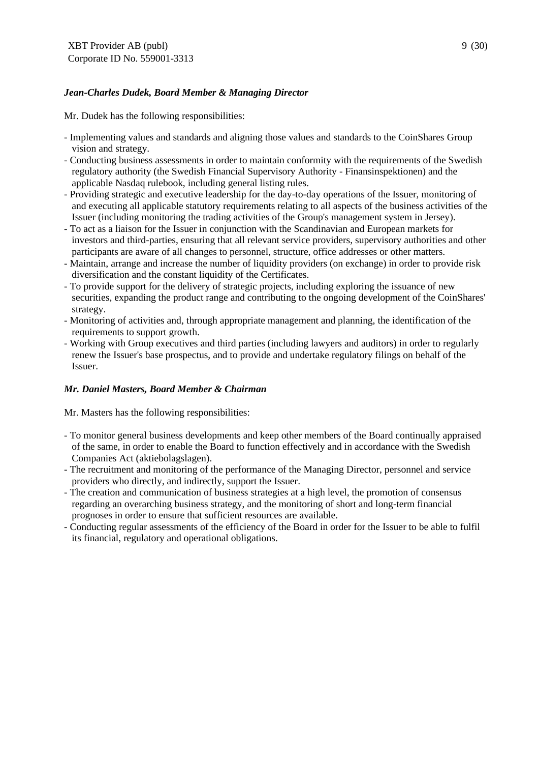***Jean-Charles Dudek, Board Member & Managing Director***

Mr. Dudek has the following responsibilities:

- Implementing values and standards and aligning those values and standards to the CoinShares Group vision and strategy.
- Conducting business assessments in order to maintain conformity with the requirements of the Swedish regulatory authority (the Swedish Financial Supervisory Authority - Finansinspektionen) and the applicable Nasdaq rulebook, including general listing rules.
- Providing strategic and executive leadership for the day-to-day operations of the Issuer, monitoring of and executing all applicable statutory requirements relating to all aspects of the business activities of the Issuer (including monitoring the trading activities of the Group's management system in Jersey).
- To act as a liaison for the Issuer in conjunction with the Scandinavian and European markets for investors and third-parties, ensuring that all relevant service providers, supervisory authorities and other participants are aware of all changes to personnel, structure, office addresses or other matters.
- Maintain, arrange and increase the number of liquidity providers (on exchange) in order to provide risk diversification and the constant liquidity of the Certificates.
- To provide support for the delivery of strategic projects, including exploring the issuance of new securities, expanding the product range and contributing to the ongoing development of the CoinShares' strategy.
- Monitoring of activities and, through appropriate management and planning, the identification of the requirements to support growth.
- Working with Group executives and third parties (including lawyers and auditors) in order to regularly renew the Issuer's base prospectus, and to provide and undertake regulatory filings on behalf of the Issuer.

***Mr. Daniel Masters, Board Member & Chairman***

Mr. Masters has the following responsibilities:

- To monitor general business developments and keep other members of the Board continually appraised of the same, in order to enable the Board to function effectively and in accordance with the Swedish Companies Act (aktiebolagslagen).
- The recruitment and monitoring of the performance of the Managing Director, personnel and service providers who directly, and indirectly, support the Issuer.
- The creation and communication of business strategies at a high level, the promotion of consensus regarding an overarching business strategy, and the monitoring of short and long-term financial prognoses in order to ensure that sufficient resources are available.
- Conducting regular assessments of the efficiency of the Board in order for the Issuer to be able to fulfil its financial, regulatory and operational obligations.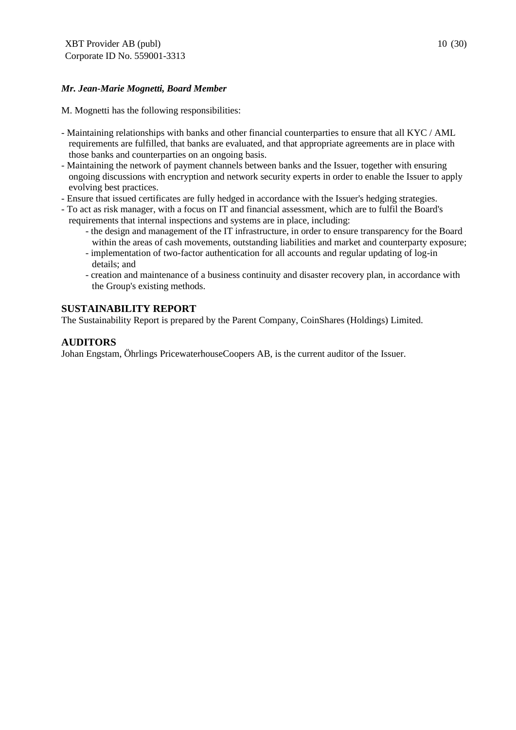***Mr. Jean-Marie Mognetti, Board Member***

M. Mognetti has the following responsibilities:

- Maintaining relationships with banks and other financial counterparties to ensure that all KYC / AML requirements are fulfilled, that banks are evaluated, and that appropriate agreements are in place with those banks and counterparties on an ongoing basis.
- Maintaining the network of payment channels between banks and the Issuer, together with ensuring ongoing discussions with encryption and network security experts in order to enable the Issuer to apply evolving best practices.
- Ensure that issued certificates are fully hedged in accordance with the Issuer's hedging strategies.
- To act as risk manager, with a focus on IT and financial assessment, which are to fulfil the Board's requirements that internal inspections and systems are in place, including:
    - the design and management of the IT infrastructure, in order to ensure transparency for the Board within the areas of cash movements, outstanding liabilities and market and counterparty exposure;
    - implementation of two-factor authentication for all accounts and regular updating of log-in details; and
    - creation and maintenance of a business continuity and disaster recovery plan, in accordance with the Group's existing methods.

## SUSTAINABILITY REPORT

The Sustainability Report is prepared by the Parent Company, CoinShares (Holdings) Limited.

## AUDITORS

Johan Engstam, Öhrlings PricewaterhouseCoopers AB, is the current auditor of the Issuer.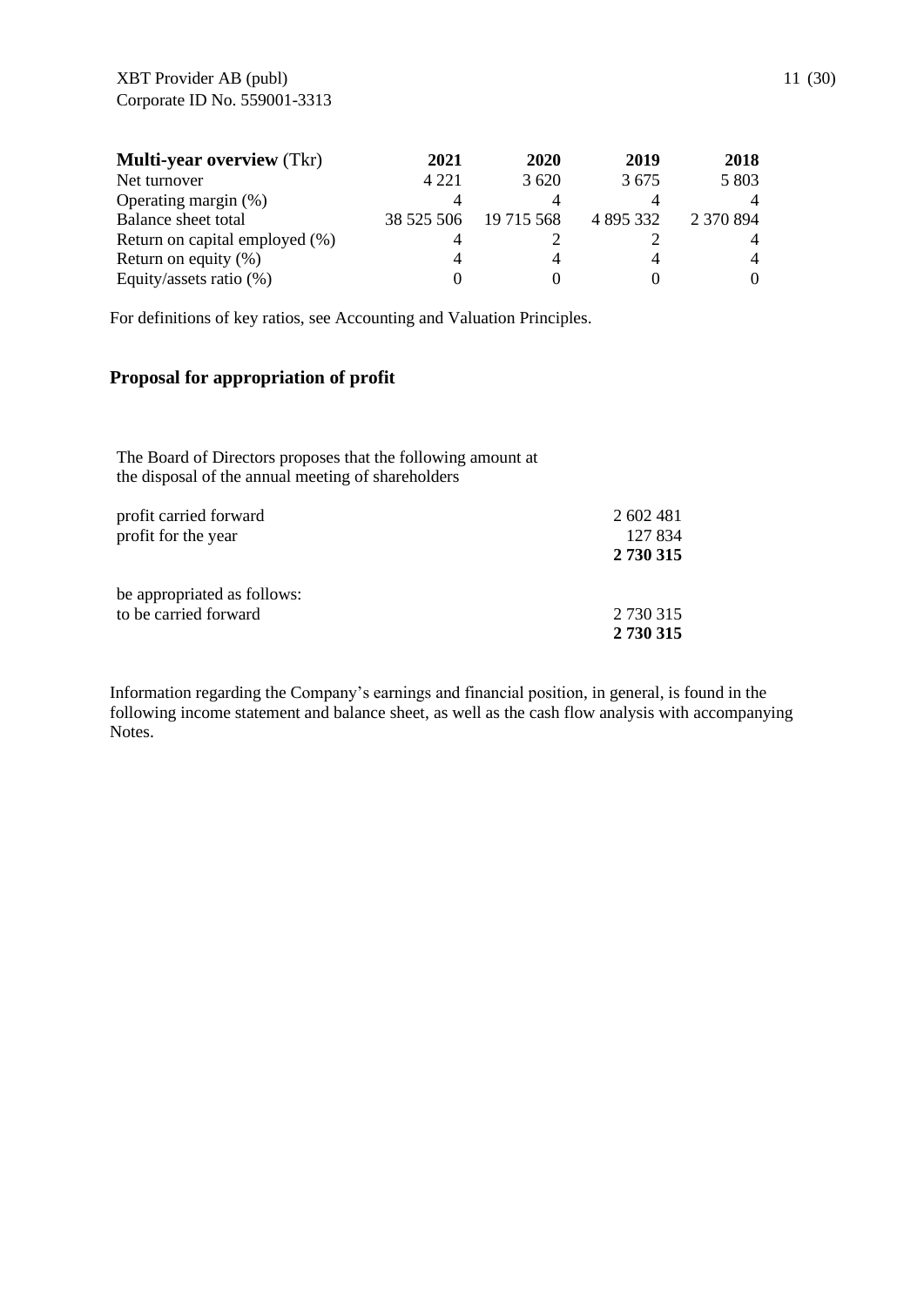| **Multi-year overview** (Tkr) | **2021** | **2020** | **2019** | **2018** |
|---|---|---|---|---|
| Net turnover | 4 221 | 3 620 | 3 675 | 5 803 |
| Operating margin (%) | 4 | 4 | 4 | 4 |
| Balance sheet total | 38 525 506 | 19 715 568 | 4 895 332 | 2 370 894 |
| Return on capital employed (%) | 4 | 2 | 2 | 4 |
| Return on equity (%) | 4 | 4 | 4 | 4 |
| Equity/assets ratio (%) | 0 | 0 | 0 | 0 |

For definitions of key ratios, see Accounting and Valuation Principles.

## Proposal for appropriation of profit

The Board of Directors proposes that the following amount at the disposal of the annual meeting of shareholders

| | |
|---|---|
| profit carried forward | 2 602 481 |
| profit for the year | 127 834 |
| | **2 730 315** |
| | |
| be appropriated as follows: | |
| to be carried forward | 2 730 315 |
| | **2 730 315** |

Information regarding the Company's earnings and financial position, in general, is found in the following income statement and balance sheet, as well as the cash flow analysis with accompanying Notes.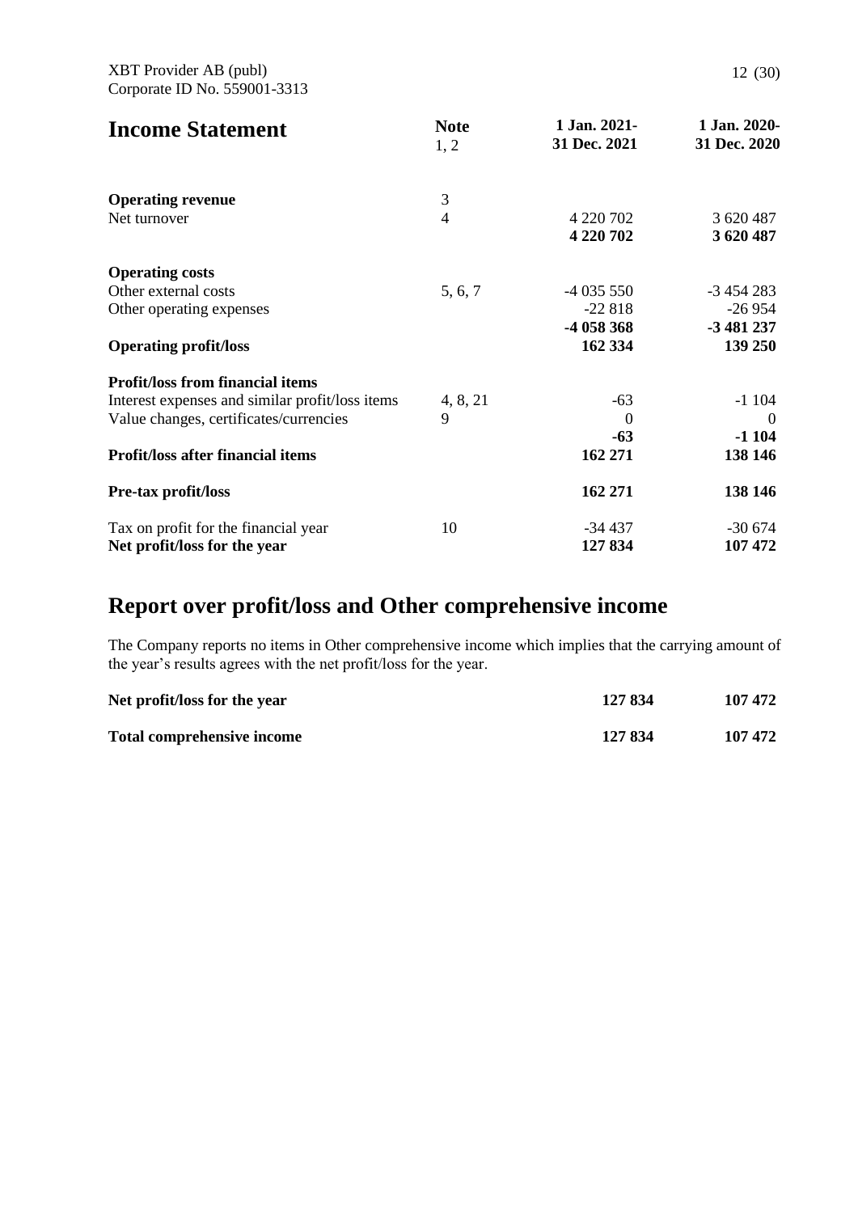XBT Provider AB (publ)
Corporate ID No. 559001-3313

# Income Statement

| | Note 1, 2 | 1 Jan. 2021- 31 Dec. 2021 | 1 Jan. 2020- 31 Dec. 2020 |
|---|---|---|---|
| **Operating revenue** | 3 | | |
| Net turnover | 4 | 4 220 702 | 3 620 487 |
| | | **4 220 702** | **3 620 487** |
| **Operating costs** | | | |
| Other external costs | 5, 6, 7 | -4 035 550 | -3 454 283 |
| Other operating expenses | | -22 818 | -26 954 |
| | | **-4 058 368** | **-3 481 237** |
| **Operating profit/loss** | | **162 334** | **139 250** |
| **Profit/loss from financial items** | | | |
| Interest expenses and similar profit/loss items | 4, 8, 21 | -63 | -1 104 |
| Value changes, certificates/currencies | 9 | 0 | 0 |
| | | **-63** | **-1 104** |
| **Profit/loss after financial items** | | **162 271** | **138 146** |
| **Pre-tax profit/loss** | | **162 271** | **138 146** |
| Tax on profit for the financial year | 10 | -34 437 | -30 674 |
| **Net profit/loss for the year** | | **127 834** | **107 472** |

# Report over profit/loss and Other comprehensive income

The Company reports no items in Other comprehensive income which implies that the carrying amount of the year's results agrees with the net profit/loss for the year.

| | | |
|---|---|---|
| **Net profit/loss for the year** | **127 834** | **107 472** |
| **Total comprehensive income** | **127 834** | **107 472** |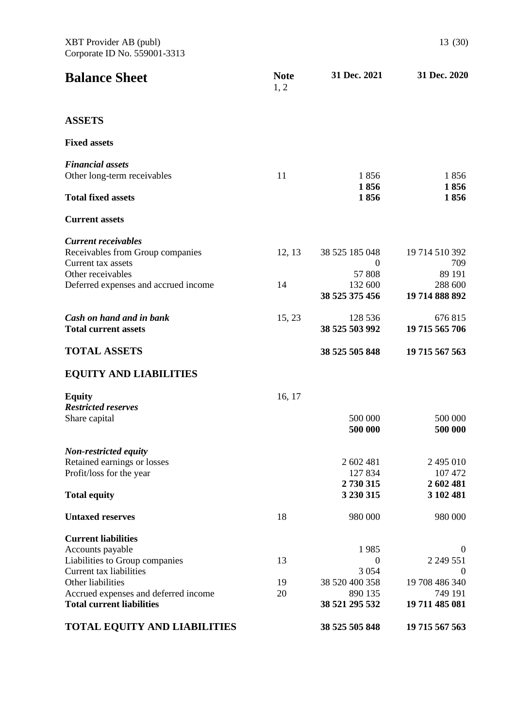# Balance Sheet

| | Note 1, 2 | 31 Dec. 2021 | 31 Dec. 2020 |
|---|---|---|---|
| **ASSETS** | | | |
| **Fixed assets** | | | |
| ***Financial assets*** | | | |
| Other long-term receivables | 11 | 1 856 | 1 856 |
| | | **1 856** | **1 856** |
| **Total fixed assets** | | **1 856** | **1 856** |
| **Current assets** | | | |
| ***Current receivables*** | | | |
| Receivables from Group companies | 12, 13 | 38 525 185 048 | 19 714 510 392 |
| Current tax assets | | 0 | 709 |
| Other receivables | | 57 808 | 89 191 |
| Deferred expenses and accrued income | 14 | 132 600 | 288 600 |
| | | **38 525 375 456** | **19 714 888 892** |
| ***Cash on hand and in bank*** | 15, 23 | 128 536 | 676 815 |
| **Total current assets** | | **38 525 503 992** | **19 715 565 706** |
| **TOTAL ASSETS** | | **38 525 505 848** | **19 715 567 563** |
| **EQUITY AND LIABILITIES** | | | |
| **Equity** | 16, 17 | | |
| ***Restricted reserves*** | | | |
| Share capital | | 500 000 | 500 000 |
| | | **500 000** | **500 000** |
| ***Non-restricted equity*** | | | |
| Retained earnings or losses | | 2 602 481 | 2 495 010 |
| Profit/loss for the year | | 127 834 | 107 472 |
| | | **2 730 315** | **2 602 481** |
| **Total equity** | | **3 230 315** | **3 102 481** |
| **Untaxed reserves** | 18 | 980 000 | 980 000 |
| **Current liabilities** | | | |
| Accounts payable | | 1 985 | 0 |
| Liabilities to Group companies | 13 | 0 | 2 249 551 |
| Current tax liabilities | | 3 054 | 0 |
| Other liabilities | 19 | 38 520 400 358 | 19 708 486 340 |
| Accrued expenses and deferred income | 20 | 890 135 | 749 191 |
| **Total current liabilities** | | **38 521 295 532** | **19 711 485 081** |
| **TOTAL EQUITY AND LIABILITIES** | | **38 525 505 848** | **19 715 567 563** |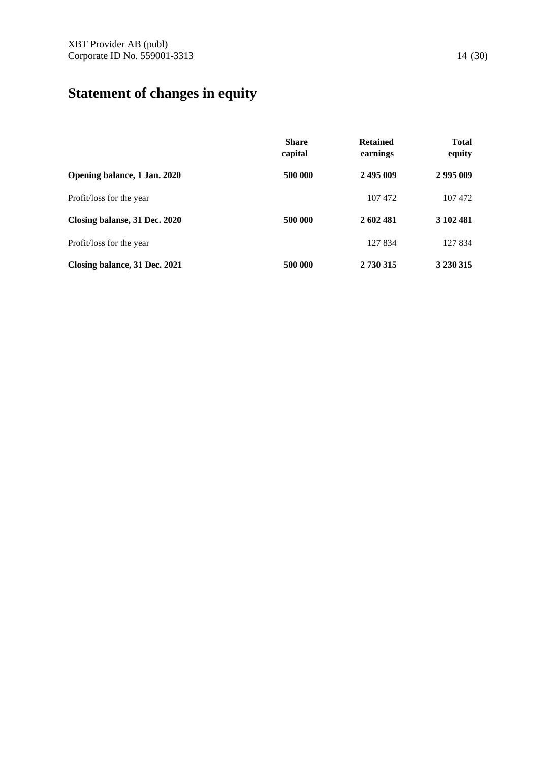# Statement of changes in equity

| | Share capital | Retained earnings | Total equity |
|---|---|---|---|
| **Opening balance, 1 Jan. 2020** | **500 000** | **2 495 009** | **2 995 009** |
| Profit/loss for the year | | 107 472 | 107 472 |
| **Closing balanse, 31 Dec. 2020** | **500 000** | **2 602 481** | **3 102 481** |
| Profit/loss for the year | | 127 834 | 127 834 |
| **Closing balance, 31 Dec. 2021** | **500 000** | **2 730 315** | **3 230 315** |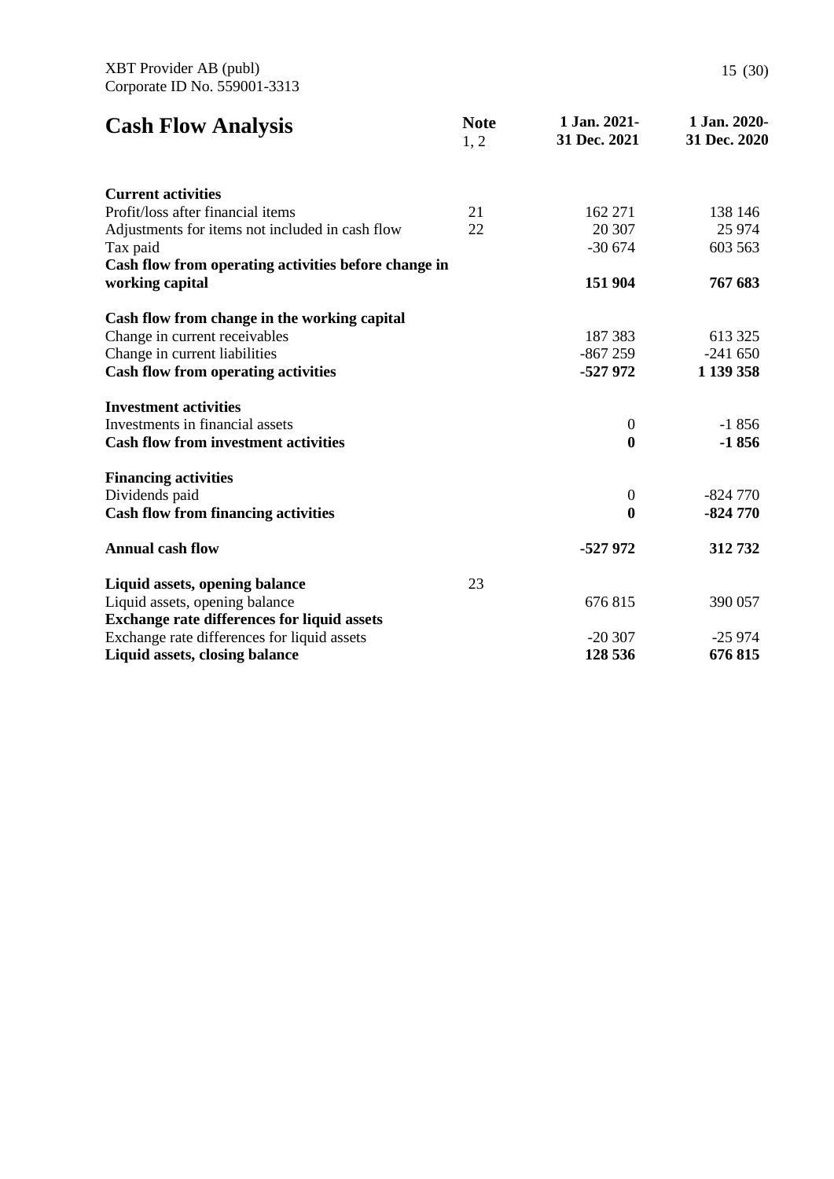## Cash Flow Analysis

| | Note 1, 2 | 1 Jan. 2021-31 Dec. 2021 | 1 Jan. 2020-31 Dec. 2020 |
|---|---|---|---|
| **Current activities** | | | |
| Profit/loss after financial items | 21 | 162 271 | 138 146 |
| Adjustments for items not included in cash flow | 22 | 20 307 | 25 974 |
| Tax paid | | -30 674 | 603 563 |
| **Cash flow from operating activities before change in working capital** | | **151 904** | **767 683** |
| **Cash flow from change in the working capital** | | | |
| Change in current receivables | | 187 383 | 613 325 |
| Change in current liabilities | | -867 259 | -241 650 |
| **Cash flow from operating activities** | | **-527 972** | **1 139 358** |
| **Investment activities** | | | |
| Investments in financial assets | | 0 | -1 856 |
| **Cash flow from investment activities** | | **0** | **-1 856** |
| **Financing activities** | | | |
| Dividends paid | | 0 | -824 770 |
| **Cash flow from financing activities** | | **0** | **-824 770** |
| **Annual cash flow** | | **-527 972** | **312 732** |
| **Liquid assets, opening balance** | 23 | | |
| Liquid assets, opening balance | | 676 815 | 390 057 |
| **Exchange rate differences for liquid assets** | | | |
| Exchange rate differences for liquid assets | | -20 307 | -25 974 |
| **Liquid assets, closing balance** | | **128 536** | **676 815** |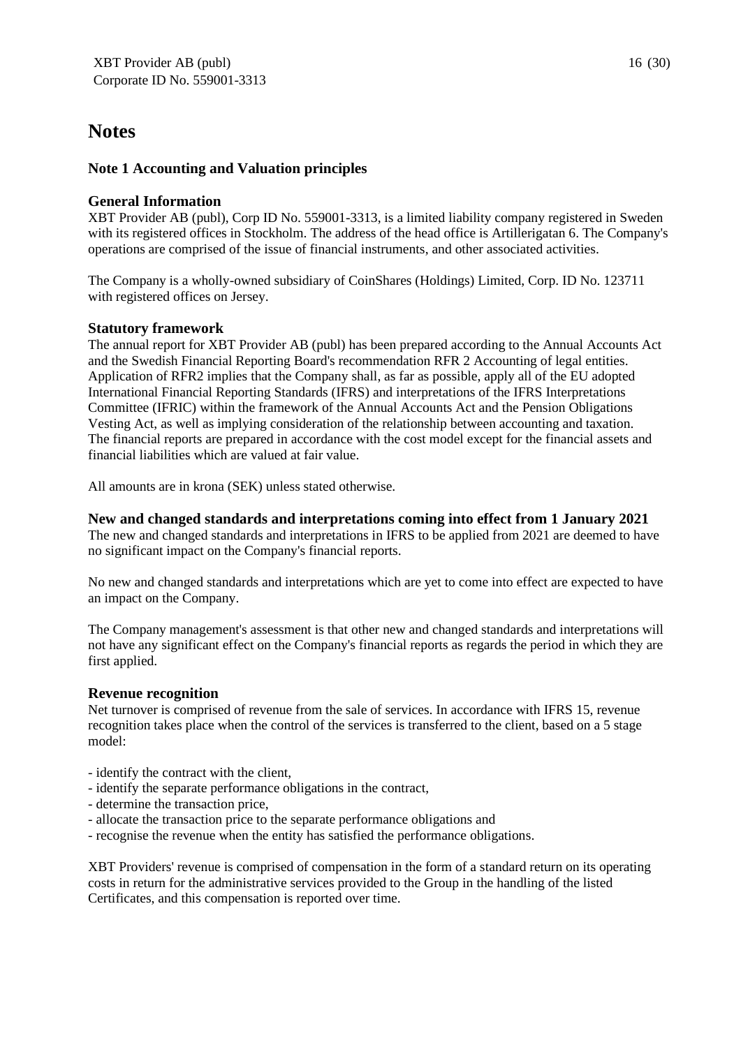# Notes

## Note 1 Accounting and Valuation principles

### General Information

XBT Provider AB (publ), Corp ID No. 559001-3313, is a limited liability company registered in Sweden with its registered offices in Stockholm. The address of the head office is Artillerigatan 6. The Company's operations are comprised of the issue of financial instruments, and other associated activities.

The Company is a wholly-owned subsidiary of CoinShares (Holdings) Limited, Corp. ID No. 123711 with registered offices on Jersey.

### Statutory framework

The annual report for XBT Provider AB (publ) has been prepared according to the Annual Accounts Act and the Swedish Financial Reporting Board's recommendation RFR 2 Accounting of legal entities. Application of RFR2 implies that the Company shall, as far as possible, apply all of the EU adopted International Financial Reporting Standards (IFRS) and interpretations of the IFRS Interpretations Committee (IFRIC) within the framework of the Annual Accounts Act and the Pension Obligations Vesting Act, as well as implying consideration of the relationship between accounting and taxation. The financial reports are prepared in accordance with the cost model except for the financial assets and financial liabilities which are valued at fair value.

All amounts are in krona (SEK) unless stated otherwise.

### New and changed standards and interpretations coming into effect from 1 January 2021

The new and changed standards and interpretations in IFRS to be applied from 2021 are deemed to have no significant impact on the Company's financial reports.

No new and changed standards and interpretations which are yet to come into effect are expected to have an impact on the Company.

The Company management's assessment is that other new and changed standards and interpretations will not have any significant effect on the Company's financial reports as regards the period in which they are first applied.

### Revenue recognition

Net turnover is comprised of revenue from the sale of services. In accordance with IFRS 15, revenue recognition takes place when the control of the services is transferred to the client, based on a 5 stage model:

- identify the contract with the client,
- identify the separate performance obligations in the contract,
- determine the transaction price,
- allocate the transaction price to the separate performance obligations and
- recognise the revenue when the entity has satisfied the performance obligations.

XBT Providers' revenue is comprised of compensation in the form of a standard return on its operating costs in return for the administrative services provided to the Group in the handling of the listed Certificates, and this compensation is reported over time.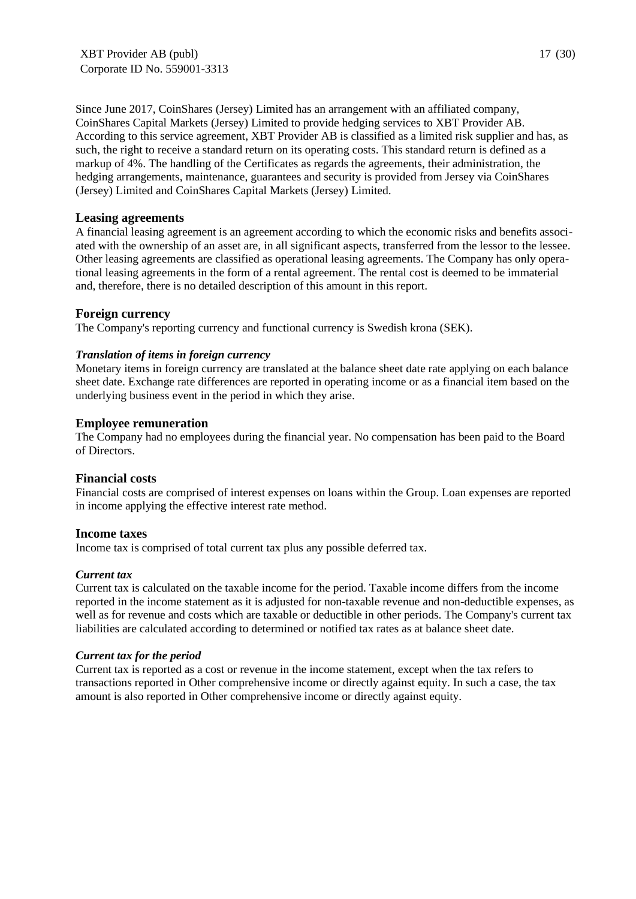Since June 2017, CoinShares (Jersey) Limited has an arrangement with an affiliated company, CoinShares Capital Markets (Jersey) Limited to provide hedging services to XBT Provider AB. According to this service agreement, XBT Provider AB is classified as a limited risk supplier and has, as such, the right to receive a standard return on its operating costs. This standard return is defined as a markup of 4%. The handling of the Certificates as regards the agreements, their administration, the hedging arrangements, maintenance, guarantees and security is provided from Jersey via CoinShares (Jersey) Limited and CoinShares Capital Markets (Jersey) Limited.

## Leasing agreements

A financial leasing agreement is an agreement according to which the economic risks and benefits associated with the ownership of an asset are, in all significant aspects, transferred from the lessor to the lessee. Other leasing agreements are classified as operational leasing agreements. The Company has only operational leasing agreements in the form of a rental agreement. The rental cost is deemed to be immaterial and, therefore, there is no detailed description of this amount in this report.

## Foreign currency

The Company's reporting currency and functional currency is Swedish krona (SEK).

### *Translation of items in foreign currency*

Monetary items in foreign currency are translated at the balance sheet date rate applying on each balance sheet date. Exchange rate differences are reported in operating income or as a financial item based on the underlying business event in the period in which they arise.

## Employee remuneration

The Company had no employees during the financial year. No compensation has been paid to the Board of Directors.

## Financial costs

Financial costs are comprised of interest expenses on loans within the Group. Loan expenses are reported in income applying the effective interest rate method.

## Income taxes

Income tax is comprised of total current tax plus any possible deferred tax.

### *Current tax*

Current tax is calculated on the taxable income for the period. Taxable income differs from the income reported in the income statement as it is adjusted for non-taxable revenue and non-deductible expenses, as well as for revenue and costs which are taxable or deductible in other periods. The Company's current tax liabilities are calculated according to determined or notified tax rates as at balance sheet date.

### *Current tax for the period*

Current tax is reported as a cost or revenue in the income statement, except when the tax refers to transactions reported in Other comprehensive income or directly against equity. In such a case, the tax amount is also reported in Other comprehensive income or directly against equity.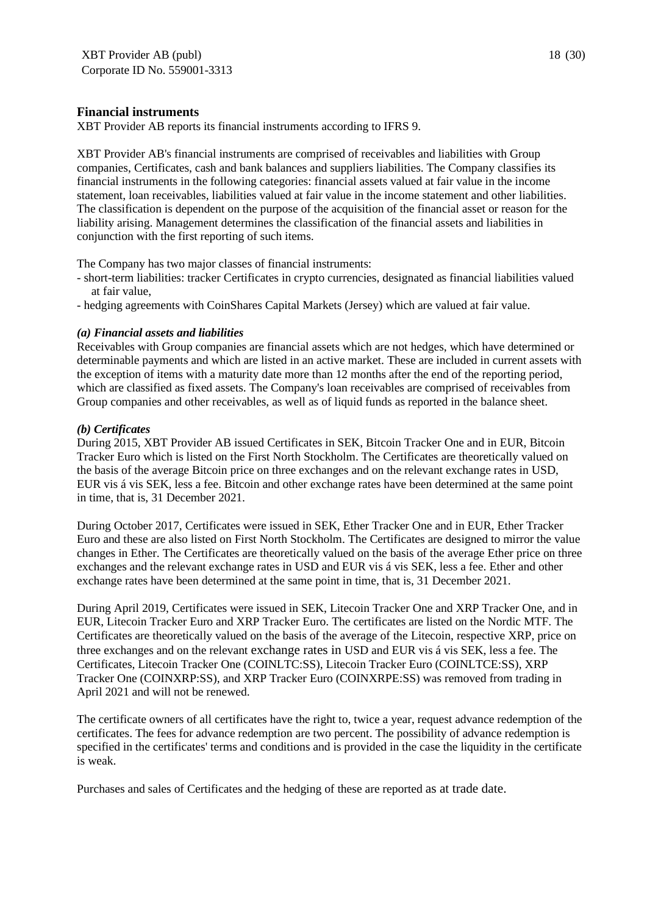## Financial instruments

XBT Provider AB reports its financial instruments according to IFRS 9.

XBT Provider AB's financial instruments are comprised of receivables and liabilities with Group companies, Certificates, cash and bank balances and suppliers liabilities. The Company classifies its financial instruments in the following categories: financial assets valued at fair value in the income statement, loan receivables, liabilities valued at fair value in the income statement and other liabilities. The classification is dependent on the purpose of the acquisition of the financial asset or reason for the liability arising. Management determines the classification of the financial assets and liabilities in conjunction with the first reporting of such items.

The Company has two major classes of financial instruments:

- short-term liabilities: tracker Certificates in crypto currencies, designated as financial liabilities valued at fair value,
- hedging agreements with CoinShares Capital Markets (Jersey) which are valued at fair value.

### *(a) Financial assets and liabilities*

Receivables with Group companies are financial assets which are not hedges, which have determined or determinable payments and which are listed in an active market. These are included in current assets with the exception of items with a maturity date more than 12 months after the end of the reporting period, which are classified as fixed assets. The Company's loan receivables are comprised of receivables from Group companies and other receivables, as well as of liquid funds as reported in the balance sheet.

### *(b) Certificates*

During 2015, XBT Provider AB issued Certificates in SEK, Bitcoin Tracker One and in EUR, Bitcoin Tracker Euro which is listed on the First North Stockholm. The Certificates are theoretically valued on the basis of the average Bitcoin price on three exchanges and on the relevant exchange rates in USD, EUR vis á vis SEK, less a fee. Bitcoin and other exchange rates have been determined at the same point in time, that is, 31 December 2021.

During October 2017, Certificates were issued in SEK, Ether Tracker One and in EUR, Ether Tracker Euro and these are also listed on First North Stockholm. The Certificates are designed to mirror the value changes in Ether. The Certificates are theoretically valued on the basis of the average Ether price on three exchanges and the relevant exchange rates in USD and EUR vis á vis SEK, less a fee. Ether and other exchange rates have been determined at the same point in time, that is, 31 December 2021.

During April 2019, Certificates were issued in SEK, Litecoin Tracker One and XRP Tracker One, and in EUR, Litecoin Tracker Euro and XRP Tracker Euro. The certificates are listed on the Nordic MTF. The Certificates are theoretically valued on the basis of the average of the Litecoin, respective XRP, price on three exchanges and on the relevant exchange rates in USD and EUR vis á vis SEK, less a fee. The Certificates, Litecoin Tracker One (COINLTC:SS), Litecoin Tracker Euro (COINLTCE:SS), XRP Tracker One (COINXRP:SS), and XRP Tracker Euro (COINXRPE:SS) was removed from trading in April 2021 and will not be renewed.

The certificate owners of all certificates have the right to, twice a year, request advance redemption of the certificates. The fees for advance redemption are two percent. The possibility of advance redemption is specified in the certificates' terms and conditions and is provided in the case the liquidity in the certificate is weak.

Purchases and sales of Certificates and the hedging of these are reported as at trade date.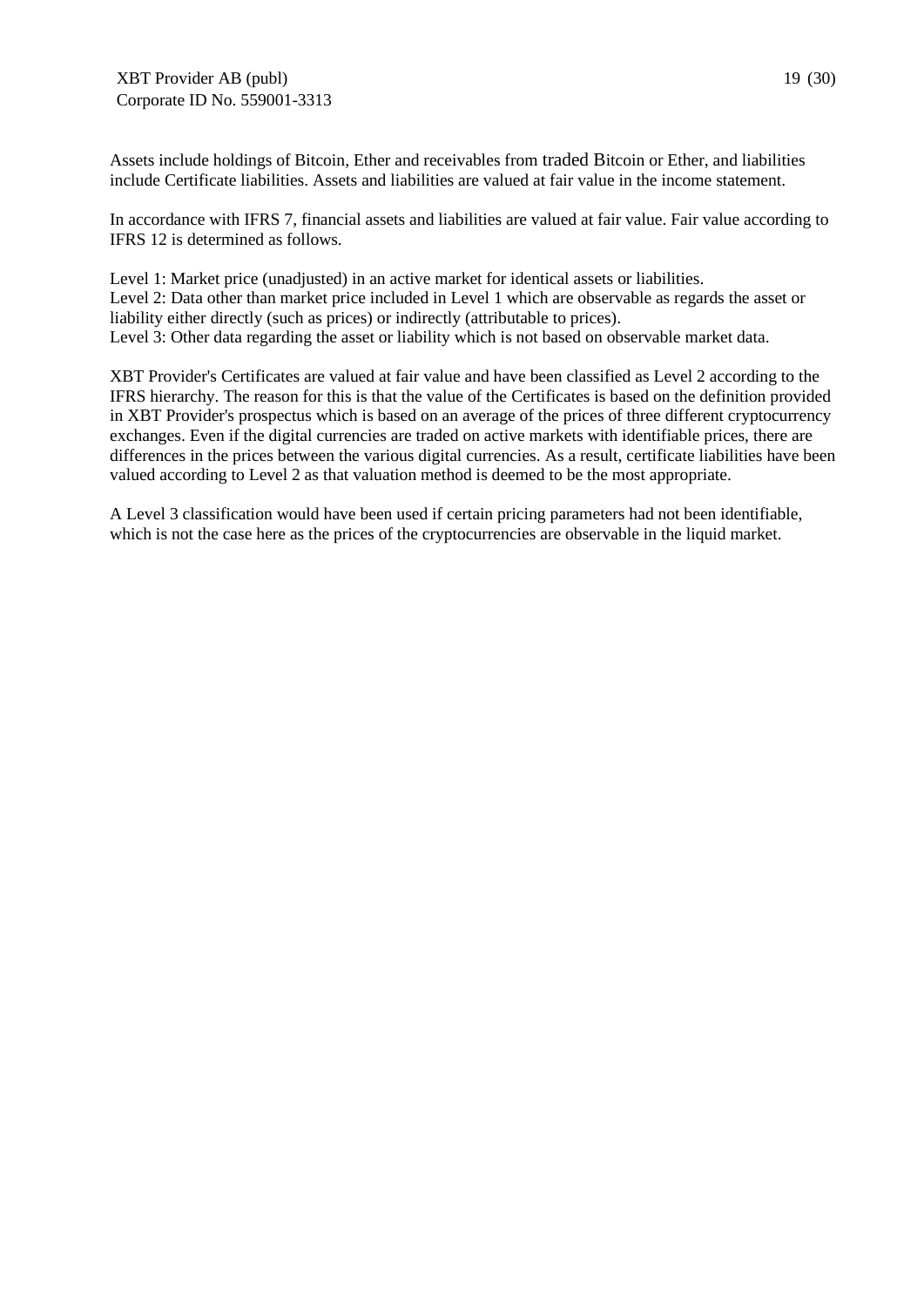Assets include holdings of Bitcoin, Ether and receivables from traded Bitcoin or Ether, and liabilities include Certificate liabilities. Assets and liabilities are valued at fair value in the income statement.

In accordance with IFRS 7, financial assets and liabilities are valued at fair value. Fair value according to IFRS 12 is determined as follows.

Level 1: Market price (unadjusted) in an active market for identical assets or liabilities.
Level 2: Data other than market price included in Level 1 which are observable as regards the asset or liability either directly (such as prices) or indirectly (attributable to prices).
Level 3: Other data regarding the asset or liability which is not based on observable market data.

XBT Provider's Certificates are valued at fair value and have been classified as Level 2 according to the IFRS hierarchy. The reason for this is that the value of the Certificates is based on the definition provided in XBT Provider's prospectus which is based on an average of the prices of three different cryptocurrency exchanges. Even if the digital currencies are traded on active markets with identifiable prices, there are differences in the prices between the various digital currencies. As a result, certificate liabilities have been valued according to Level 2 as that valuation method is deemed to be the most appropriate.

A Level 3 classification would have been used if certain pricing parameters had not been identifiable, which is not the case here as the prices of the cryptocurrencies are observable in the liquid market.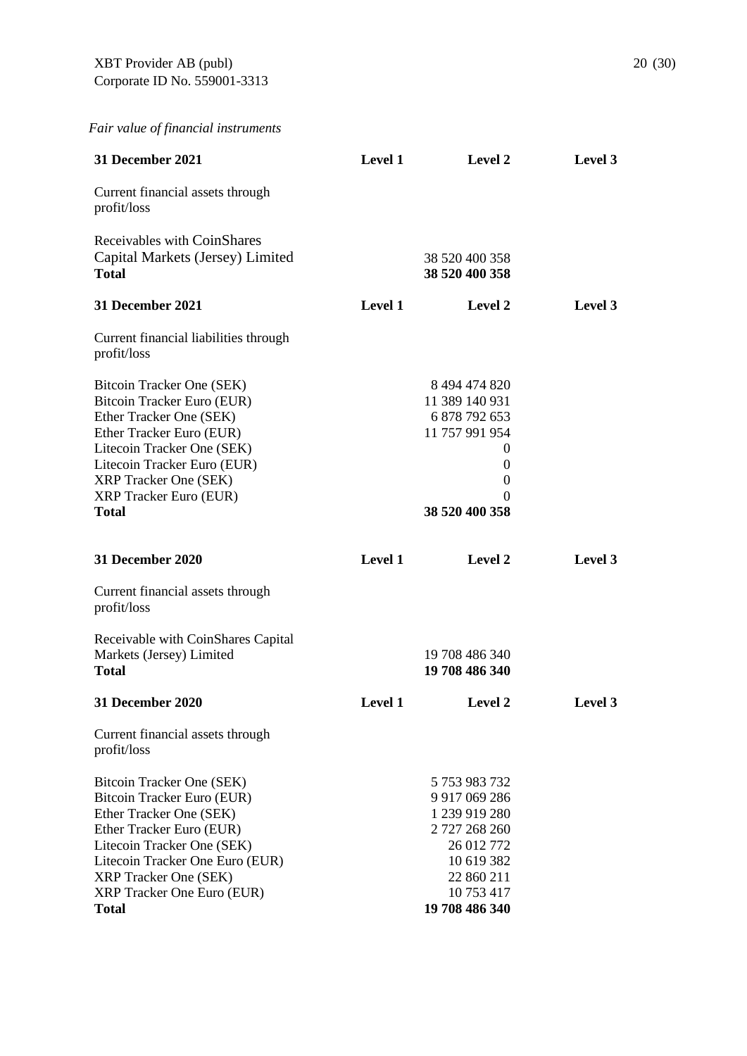*Fair value of financial instruments*

| **31 December 2021** | **Level 1** | **Level 2** | **Level 3** |
|---|---|---|---|
| Current financial assets through profit/loss | | | |
| Receivables with CoinShares Capital Markets (Jersey) Limited | | 38 520 400 358 | |
| **Total** | | **38 520 400 358** | |

| **31 December 2021** | **Level 1** | **Level 2** | **Level 3** |
|---|---|---|---|
| Current financial liabilities through profit/loss | | | |
| Bitcoin Tracker One (SEK) | | 8 494 474 820 | |
| Bitcoin Tracker Euro (EUR) | | 11 389 140 931 | |
| Ether Tracker One (SEK) | | 6 878 792 653 | |
| Ether Tracker Euro (EUR) | | 11 757 991 954 | |
| Litecoin Tracker One (SEK) | | 0 | |
| Litecoin Tracker Euro (EUR) | | 0 | |
| XRP Tracker One (SEK) | | 0 | |
| XRP Tracker Euro (EUR) | | 0 | |
| **Total** | | **38 520 400 358** | |

| **31 December 2020** | **Level 1** | **Level 2** | **Level 3** |
|---|---|---|---|
| Current financial assets through profit/loss | | | |
| Receivable with CoinShares Capital Markets (Jersey) Limited | | 19 708 486 340 | |
| **Total** | | **19 708 486 340** | |

| **31 December 2020** | **Level 1** | **Level 2** | **Level 3** |
|---|---|---|---|
| Current financial assets through profit/loss | | | |
| Bitcoin Tracker One (SEK) | | 5 753 983 732 | |
| Bitcoin Tracker Euro (EUR) | | 9 917 069 286 | |
| Ether Tracker One (SEK) | | 1 239 919 280 | |
| Ether Tracker Euro (EUR) | | 2 727 268 260 | |
| Litecoin Tracker One (SEK) | | 26 012 772 | |
| Litecoin Tracker One Euro (EUR) | | 10 619 382 | |
| XRP Tracker One (SEK) | | 22 860 211 | |
| XRP Tracker One Euro (EUR) | | 10 753 417 | |
| **Total** | | **19 708 486 340** | |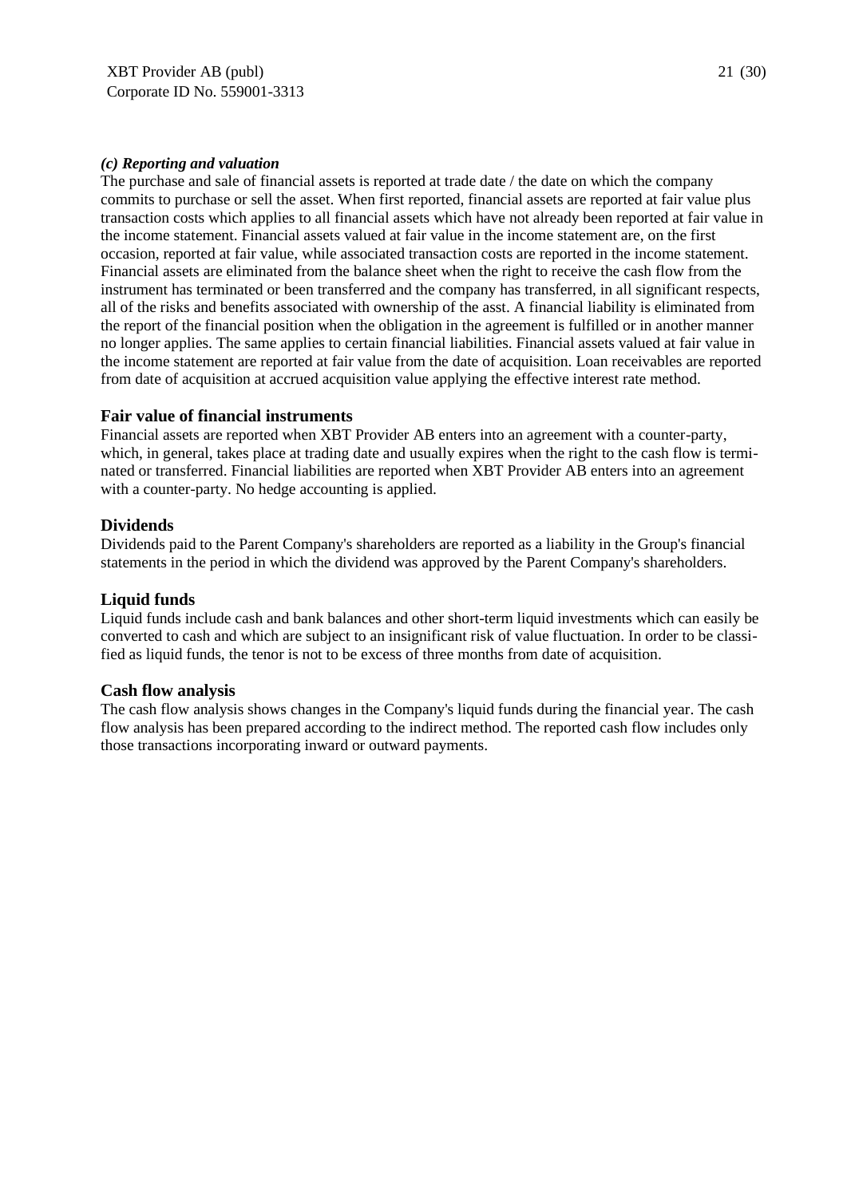***(c) Reporting and valuation***

The purchase and sale of financial assets is reported at trade date / the date on which the company commits to purchase or sell the asset. When first reported, financial assets are reported at fair value plus transaction costs which applies to all financial assets which have not already been reported at fair value in the income statement. Financial assets valued at fair value in the income statement are, on the first occasion, reported at fair value, while associated transaction costs are reported in the income statement. Financial assets are eliminated from the balance sheet when the right to receive the cash flow from the instrument has terminated or been transferred and the company has transferred, in all significant respects, all of the risks and benefits associated with ownership of the asst. A financial liability is eliminated from the report of the financial position when the obligation in the agreement is fulfilled or in another manner no longer applies. The same applies to certain financial liabilities. Financial assets valued at fair value in the income statement are reported at fair value from the date of acquisition. Loan receivables are reported from date of acquisition at accrued acquisition value applying the effective interest rate method.

## Fair value of financial instruments

Financial assets are reported when XBT Provider AB enters into an agreement with a counter-party, which, in general, takes place at trading date and usually expires when the right to the cash flow is terminated or transferred. Financial liabilities are reported when XBT Provider AB enters into an agreement with a counter-party. No hedge accounting is applied.

## Dividends

Dividends paid to the Parent Company's shareholders are reported as a liability in the Group's financial statements in the period in which the dividend was approved by the Parent Company's shareholders.

## Liquid funds

Liquid funds include cash and bank balances and other short-term liquid investments which can easily be converted to cash and which are subject to an insignificant risk of value fluctuation. In order to be classified as liquid funds, the tenor is not to be excess of three months from date of acquisition.

## Cash flow analysis

The cash flow analysis shows changes in the Company's liquid funds during the financial year. The cash flow analysis has been prepared according to the indirect method. The reported cash flow includes only those transactions incorporating inward or outward payments.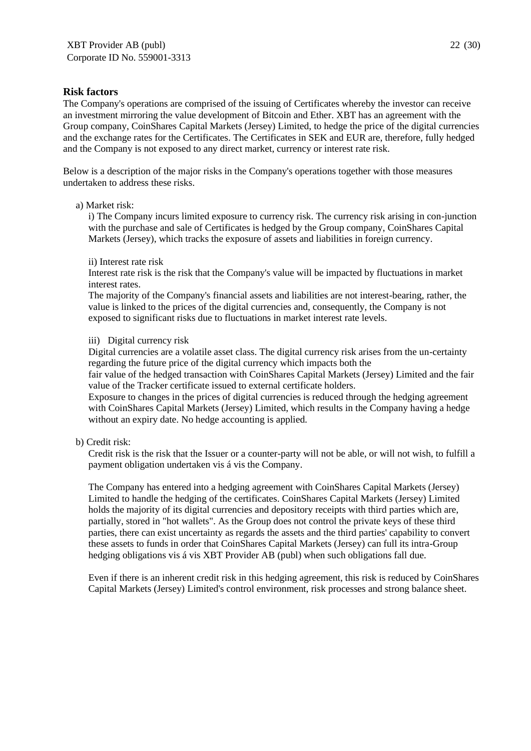## Risk factors

The Company's operations are comprised of the issuing of Certificates whereby the investor can receive an investment mirroring the value development of Bitcoin and Ether. XBT has an agreement with the Group company, CoinShares Capital Markets (Jersey) Limited, to hedge the price of the digital currencies and the exchange rates for the Certificates. The Certificates in SEK and EUR are, therefore, fully hedged and the Company is not exposed to any direct market, currency or interest rate risk.

Below is a description of the major risks in the Company's operations together with those measures undertaken to address these risks.

a) Market risk:

i) The Company incurs limited exposure to currency risk. The currency risk arising in con-junction with the purchase and sale of Certificates is hedged by the Group company, CoinShares Capital Markets (Jersey), which tracks the exposure of assets and liabilities in foreign currency.

ii) Interest rate risk

Interest rate risk is the risk that the Company's value will be impacted by fluctuations in market interest rates.

The majority of the Company's financial assets and liabilities are not interest-bearing, rather, the value is linked to the prices of the digital currencies and, consequently, the Company is not exposed to significant risks due to fluctuations in market interest rate levels.

iii) Digital currency risk

Digital currencies are a volatile asset class. The digital currency risk arises from the un-certainty regarding the future price of the digital currency which impacts both the fair value of the hedged transaction with CoinShares Capital Markets (Jersey) Limited and the fair value of the Tracker certificate issued to external certificate holders.

Exposure to changes in the prices of digital currencies is reduced through the hedging agreement with CoinShares Capital Markets (Jersey) Limited, which results in the Company having a hedge without an expiry date. No hedge accounting is applied.

b) Credit risk:

Credit risk is the risk that the Issuer or a counter-party will not be able, or will not wish, to fulfill a payment obligation undertaken vis á vis the Company.

The Company has entered into a hedging agreement with CoinShares Capital Markets (Jersey) Limited to handle the hedging of the certificates. CoinShares Capital Markets (Jersey) Limited holds the majority of its digital currencies and depository receipts with third parties which are, partially, stored in "hot wallets". As the Group does not control the private keys of these third parties, there can exist uncertainty as regards the assets and the third parties' capability to convert these assets to funds in order that CoinShares Capital Markets (Jersey) can full its intra-Group hedging obligations vis á vis XBT Provider AB (publ) when such obligations fall due.

Even if there is an inherent credit risk in this hedging agreement, this risk is reduced by CoinShares Capital Markets (Jersey) Limited's control environment, risk processes and strong balance sheet.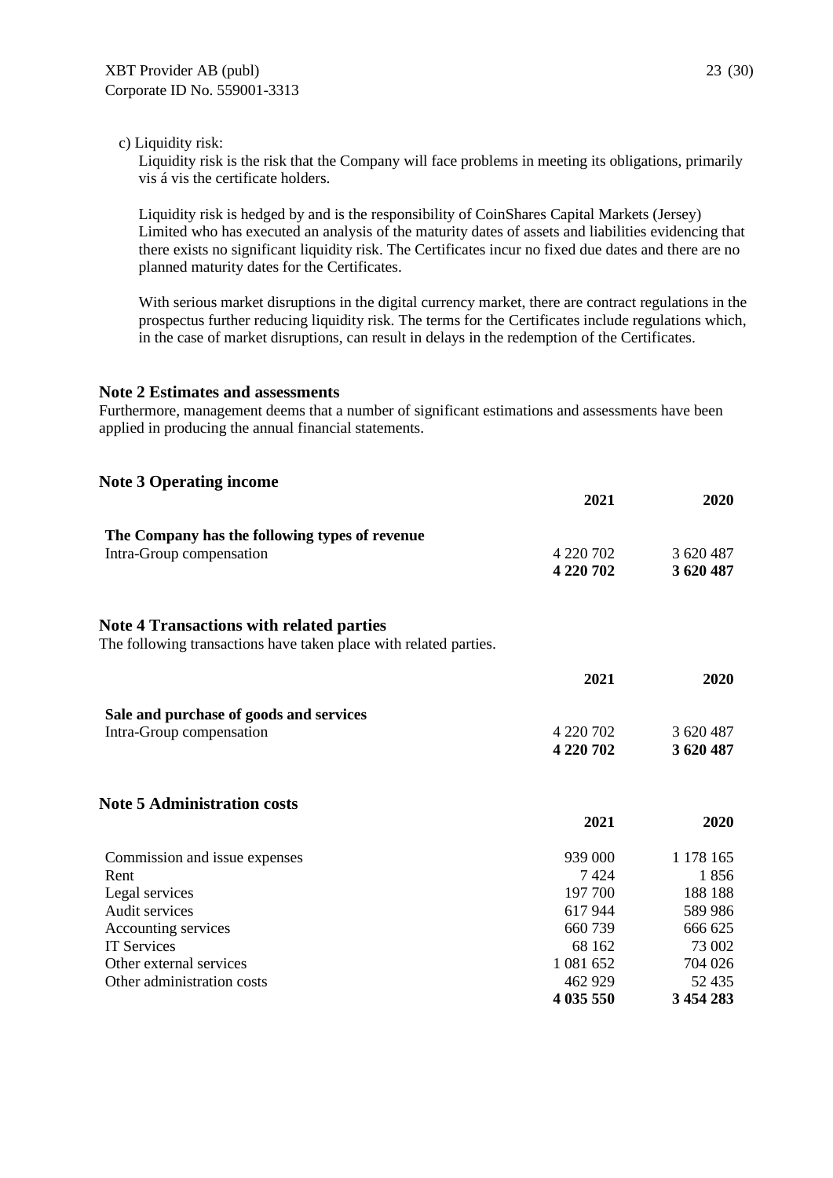c) Liquidity risk:

Liquidity risk is the risk that the Company will face problems in meeting its obligations, primarily vis á vis the certificate holders.

Liquidity risk is hedged by and is the responsibility of CoinShares Capital Markets (Jersey) Limited who has executed an analysis of the maturity dates of assets and liabilities evidencing that there exists no significant liquidity risk. The Certificates incur no fixed due dates and there are no planned maturity dates for the Certificates.

With serious market disruptions in the digital currency market, there are contract regulations in the prospectus further reducing liquidity risk. The terms for the Certificates include regulations which, in the case of market disruptions, can result in delays in the redemption of the Certificates.

## Note 2 Estimates and assessments

Furthermore, management deems that a number of significant estimations and assessments have been applied in producing the annual financial statements.

## Note 3 Operating income

| | 2021 | 2020 |
|---|---|---|
| **The Company has the following types of revenue** | | |
| Intra-Group compensation | 4 220 702 | 3 620 487 |
| | **4 220 702** | **3 620 487** |

## Note 4 Transactions with related parties

The following transactions have taken place with related parties.

| | 2021 | 2020 |
|---|---|---|
| **Sale and purchase of goods and services** | | |
| Intra-Group compensation | 4 220 702 | 3 620 487 |
| | **4 220 702** | **3 620 487** |

## Note 5 Administration costs

| | 2021 | 2020 |
|---|---|---|
| Commission and issue expenses | 939 000 | 1 178 165 |
| Rent | 7 424 | 1 856 |
| Legal services | 197 700 | 188 188 |
| Audit services | 617 944 | 589 986 |
| Accounting services | 660 739 | 666 625 |
| IT Services | 68 162 | 73 002 |
| Other external services | 1 081 652 | 704 026 |
| Other administration costs | 462 929 | 52 435 |
| | **4 035 550** | **3 454 283** |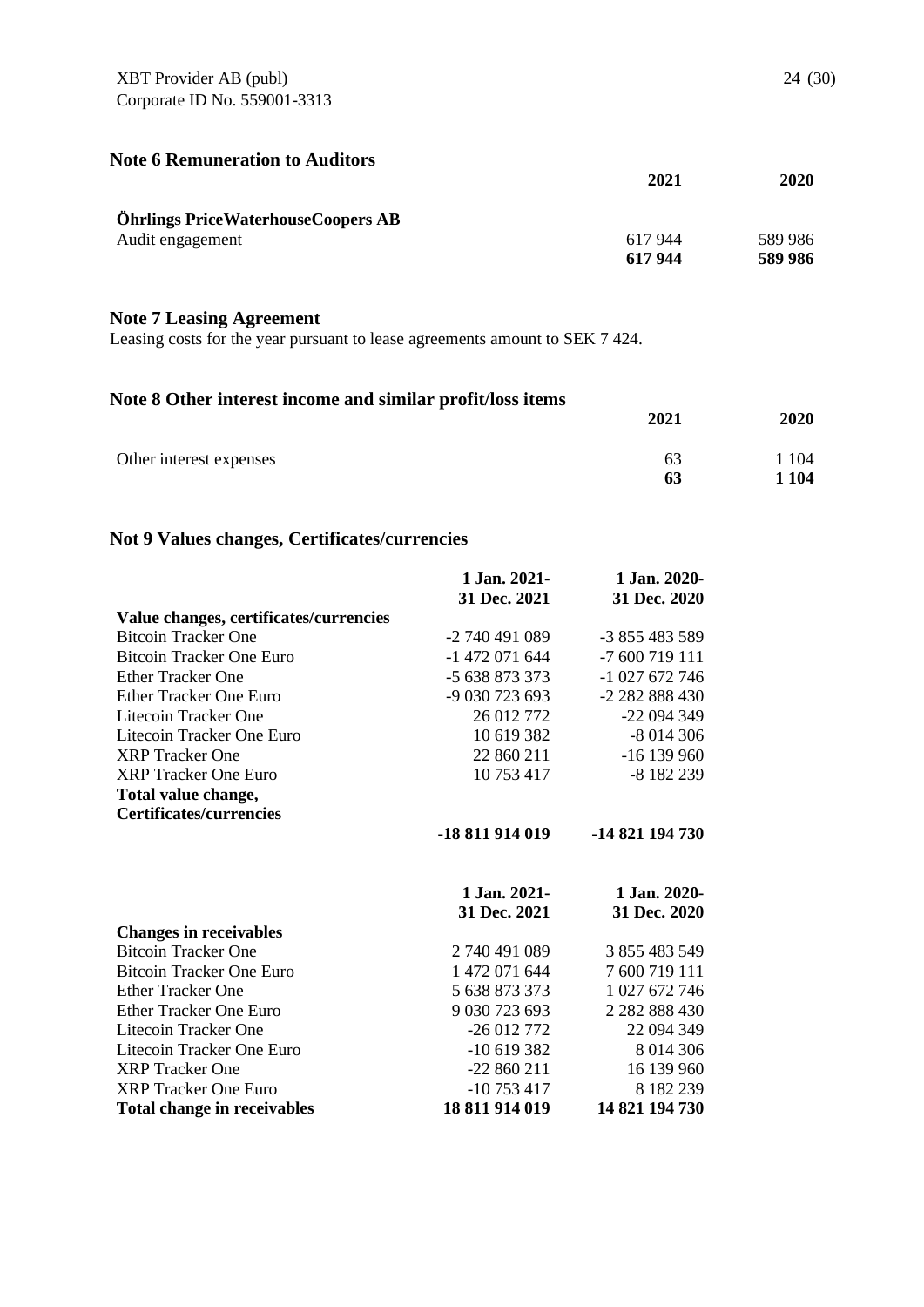## Note 6 Remuneration to Auditors

| | 2021 | 2020 |
|---|---|---|
| **Öhrlings PriceWaterhouseCoopers AB** | | |
| Audit engagement | 617 944 | 589 986 |
| | **617 944** | **589 986** |

## Note 7 Leasing Agreement

Leasing costs for the year pursuant to lease agreements amount to SEK 7 424.

## Note 8 Other interest income and similar profit/loss items

| | 2021 | 2020 |
|---|---|---|
| Other interest expenses | 63 | 1 104 |
| | **63** | **1 104** |

## Not 9 Values changes, Certificates/currencies

| | 1 Jan. 2021-<br>31 Dec. 2021 | 1 Jan. 2020-<br>31 Dec. 2020 |
|---|---|---|
| **Value changes, certificates/currencies** | | |
| Bitcoin Tracker One | -2 740 491 089 | -3 855 483 589 |
| Bitcoin Tracker One Euro | -1 472 071 644 | -7 600 719 111 |
| Ether Tracker One | -5 638 873 373 | -1 027 672 746 |
| Ether Tracker One Euro | -9 030 723 693 | -2 282 888 430 |
| Litecoin Tracker One | 26 012 772 | -22 094 349 |
| Litecoin Tracker One Euro | 10 619 382 | -8 014 306 |
| XRP Tracker One | 22 860 211 | -16 139 960 |
| XRP Tracker One Euro | 10 753 417 | -8 182 239 |
| **Total value change, Certificates/currencies** | **-18 811 914 019** | **-14 821 194 730** |

| | 1 Jan. 2021-<br>31 Dec. 2021 | 1 Jan. 2020-<br>31 Dec. 2020 |
|---|---|---|
| **Changes in receivables** | | |
| Bitcoin Tracker One | 2 740 491 089 | 3 855 483 549 |
| Bitcoin Tracker One Euro | 1 472 071 644 | 7 600 719 111 |
| Ether Tracker One | 5 638 873 373 | 1 027 672 746 |
| Ether Tracker One Euro | 9 030 723 693 | 2 282 888 430 |
| Litecoin Tracker One | -26 012 772 | 22 094 349 |
| Litecoin Tracker One Euro | -10 619 382 | 8 014 306 |
| XRP Tracker One | -22 860 211 | 16 139 960 |
| XRP Tracker One Euro | -10 753 417 | 8 182 239 |
| **Total change in receivables** | **18 811 914 019** | **14 821 194 730** |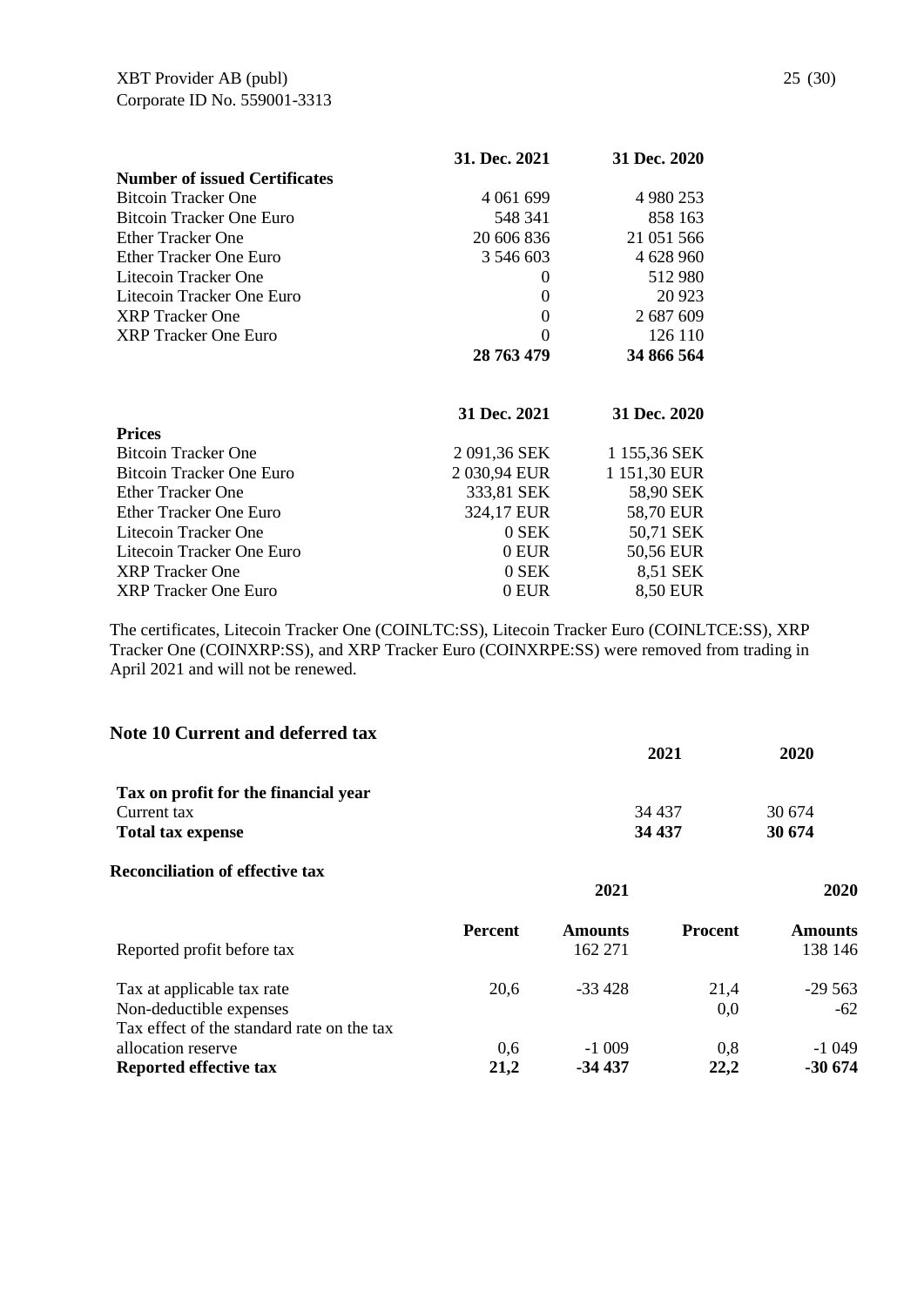| | 31. Dec. 2021 | 31 Dec. 2020 |
|---|---|---|
| **Number of issued Certificates** | | |
| Bitcoin Tracker One | 4 061 699 | 4 980 253 |
| Bitcoin Tracker One Euro | 548 341 | 858 163 |
| Ether Tracker One | 20 606 836 | 21 051 566 |
| Ether Tracker One Euro | 3 546 603 | 4 628 960 |
| Litecoin Tracker One | 0 | 512 980 |
| Litecoin Tracker One Euro | 0 | 20 923 |
| XRP Tracker One | 0 | 2 687 609 |
| XRP Tracker One Euro | 0 | 126 110 |
| | **28 763 479** | **34 866 564** |

| | 31 Dec. 2021 | 31 Dec. 2020 |
|---|---|---|
| **Prices** | | |
| Bitcoin Tracker One | 2 091,36 SEK | 1 155,36 SEK |
| Bitcoin Tracker One Euro | 2 030,94 EUR | 1 151,30 EUR |
| Ether Tracker One | 333,81 SEK | 58,90 SEK |
| Ether Tracker One Euro | 324,17 EUR | 58,70 EUR |
| Litecoin Tracker One | 0 SEK | 50,71 SEK |
| Litecoin Tracker One Euro | 0 EUR | 50,56 EUR |
| XRP Tracker One | 0 SEK | 8,51 SEK |
| XRP Tracker One Euro | 0 EUR | 8,50 EUR |

The certificates, Litecoin Tracker One (COINLTC:SS), Litecoin Tracker Euro (COINLTCE:SS), XRP Tracker One (COINXRP:SS), and XRP Tracker Euro (COINXRPE:SS) were removed from trading in April 2021 and will not be renewed.

## Note 10 Current and deferred tax

| | 2021 | 2020 |
|---|---|---|
| **Tax on profit for the financial year** | | |
| Current tax | 34 437 | 30 674 |
| **Total tax expense** | **34 437** | **30 674** |

**Reconciliation of effective tax**

| | 2021 | | 2020 | |
|---|---|---|---|---|
| | **Percent** | **Amounts** | **Procent** | **Amounts** |
| Reported profit before tax | | 162 271 | | 138 146 |
| Tax at applicable tax rate | 20,6 | -33 428 | 21,4 | -29 563 |
| Non-deductible expenses | | | 0,0 | -62 |
| Tax effect of the standard rate on the tax allocation reserve | 0,6 | -1 009 | 0,8 | -1 049 |
| **Reported effective tax** | **21,2** | **-34 437** | **22,2** | **-30 674** |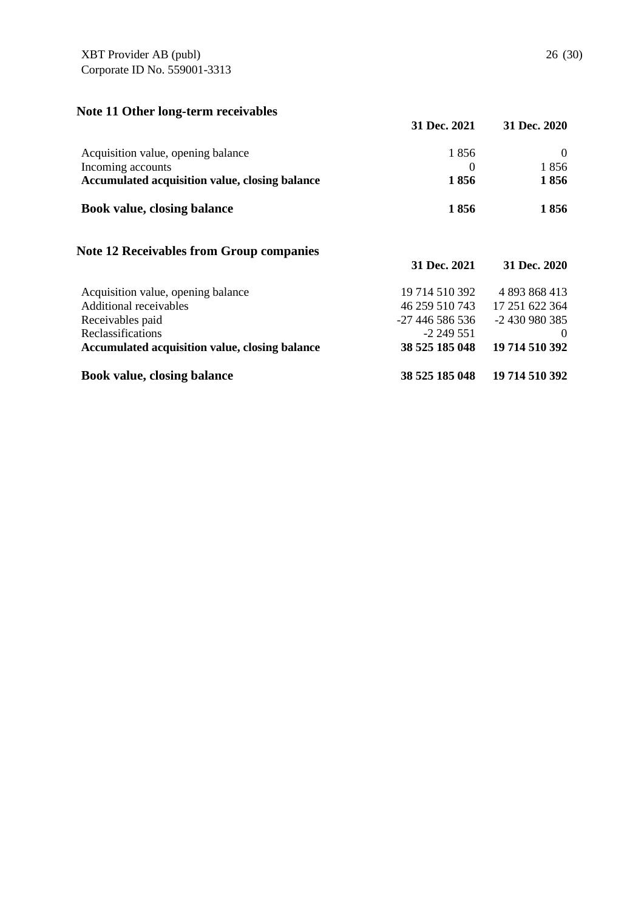## Note 11 Other long-term receivables

| | 31 Dec. 2021 | 31 Dec. 2020 |
|---|---|---|
| Acquisition value, opening balance | 1 856 | 0 |
| Incoming accounts | 0 | 1 856 |
| **Accumulated acquisition value, closing balance** | **1 856** | **1 856** |
| **Book value, closing balance** | **1 856** | **1 856** |

## Note 12 Receivables from Group companies

| | 31 Dec. 2021 | 31 Dec. 2020 |
|---|---|---|
| Acquisition value, opening balance | 19 714 510 392 | 4 893 868 413 |
| Additional receivables | 46 259 510 743 | 17 251 622 364 |
| Receivables paid | -27 446 586 536 | -2 430 980 385 |
| Reclassifications | -2 249 551 | 0 |
| **Accumulated acquisition value, closing balance** | **38 525 185 048** | **19 714 510 392** |
| **Book value, closing balance** | **38 525 185 048** | **19 714 510 392** |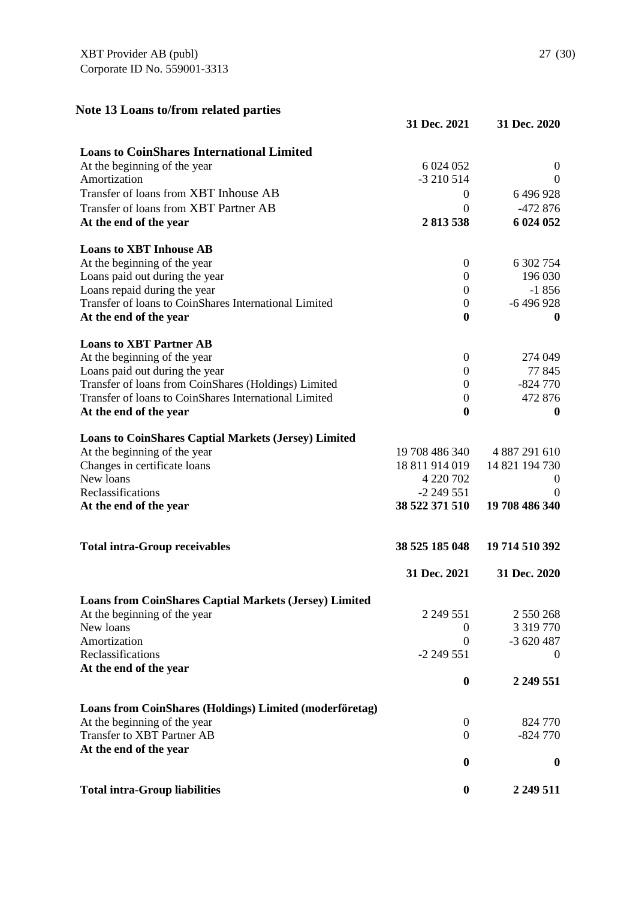## Note 13 Loans to/from related parties

| | 31 Dec. 2021 | 31 Dec. 2020 |
|---|---|---|
| **Loans to CoinShares International Limited** | | |
| At the beginning of the year | 6 024 052 | 0 |
| Amortization | -3 210 514 | 0 |
| Transfer of loans from XBT Inhouse AB | 0 | 6 496 928 |
| Transfer of loans from XBT Partner AB | 0 | -472 876 |
| **At the end of the year** | **2 813 538** | **6 024 052** |
| **Loans to XBT Inhouse AB** | | |
| At the beginning of the year | 0 | 6 302 754 |
| Loans paid out during the year | 0 | 196 030 |
| Loans repaid during the year | 0 | -1 856 |
| Transfer of loans to CoinShares International Limited | 0 | -6 496 928 |
| **At the end of the year** | **0** | **0** |
| **Loans to XBT Partner AB** | | |
| At the beginning of the year | 0 | 274 049 |
| Loans paid out during the year | 0 | 77 845 |
| Transfer of loans from CoinShares (Holdings) Limited | 0 | -824 770 |
| Transfer of loans to CoinShares International Limited | 0 | 472 876 |
| **At the end of the year** | **0** | **0** |
| **Loans to CoinShares Captial Markets (Jersey) Limited** | | |
| At the beginning of the year | 19 708 486 340 | 4 887 291 610 |
| Changes in certificate loans | 18 811 914 019 | 14 821 194 730 |
| New loans | 4 220 702 | 0 |
| Reclassifications | -2 249 551 | 0 |
| **At the end of the year** | **38 522 371 510** | **19 708 486 340** |
| **Total intra-Group receivables** | **38 525 185 048** | **19 714 510 392** |

| | 31 Dec. 2021 | 31 Dec. 2020 |
|---|---|---|
| **Loans from CoinShares Captial Markets (Jersey) Limited** | | |
| At the beginning of the year | 2 249 551 | 2 550 268 |
| New loans | 0 | 3 319 770 |
| Amortization | 0 | -3 620 487 |
| Reclassifications | -2 249 551 | 0 |
| **At the end of the year** | **0** | **2 249 551** |
| **Loans from CoinShares (Holdings) Limited (moderföretag)** | | |
| At the beginning of the year | 0 | 824 770 |
| Transfer to XBT Partner AB | 0 | -824 770 |
| **At the end of the year** | **0** | **0** |
| **Total intra-Group liabilities** | **0** | **2 249 511** |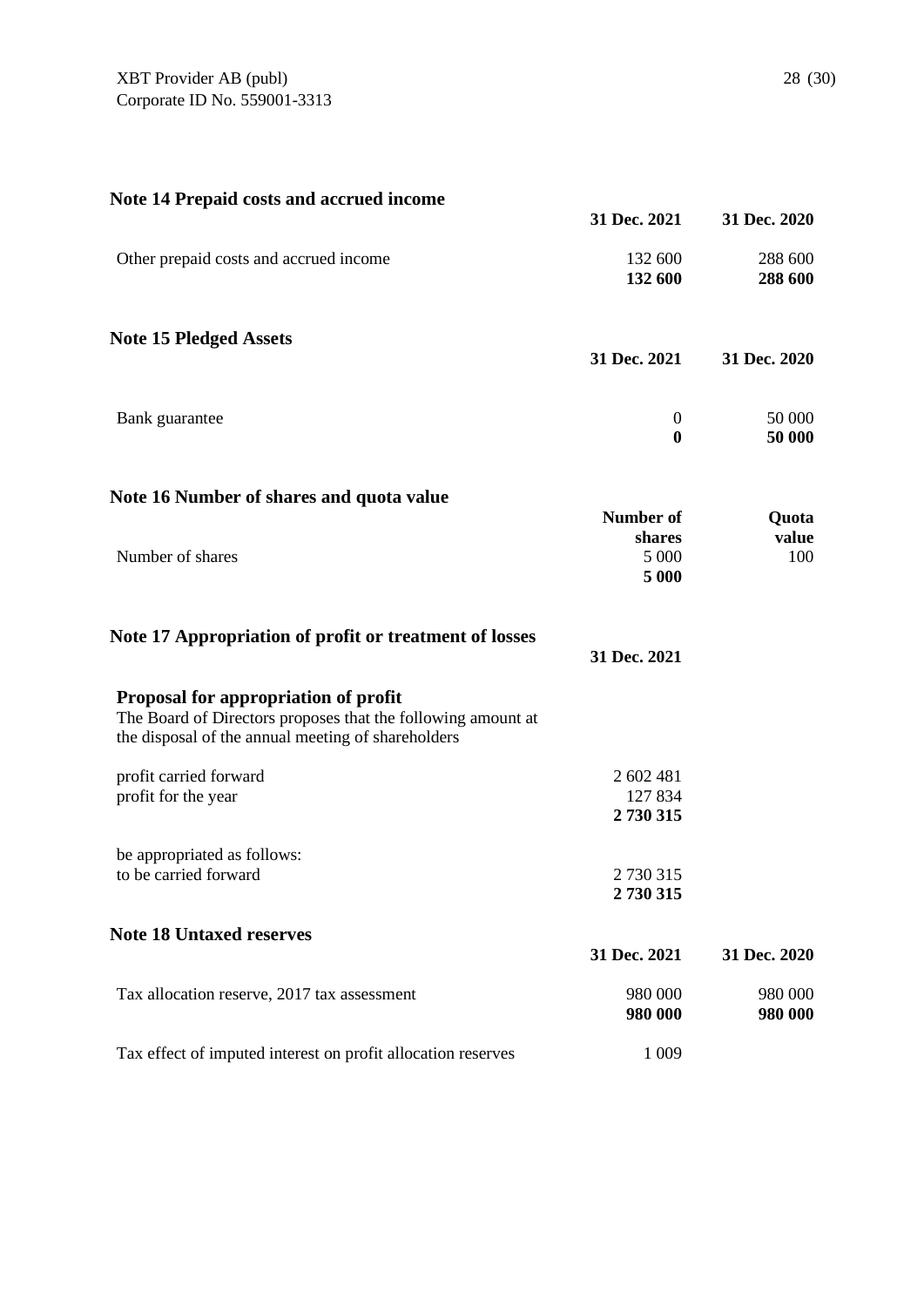## Note 14 Prepaid costs and accrued income

| | 31 Dec. 2021 | 31 Dec. 2020 |
|---|---|---|
| Other prepaid costs and accrued income | 132 600 | 288 600 |
| | **132 600** | **288 600** |

## Note 15 Pledged Assets

| | 31 Dec. 2021 | 31 Dec. 2020 |
|---|---|---|
| Bank guarantee | 0 | 50 000 |
| | **0** | **50 000** |

## Note 16 Number of shares and quota value

| | Number of shares | Quota value |
|---|---|---|
| Number of shares | 5 000 | 100 |
| | **5 000** | |

## Note 17 Appropriation of profit or treatment of losses

| | 31 Dec. 2021 |
|---|---|
| **Proposal for appropriation of profit** | |
| The Board of Directors proposes that the following amount at the disposal of the annual meeting of shareholders | |
| profit carried forward | 2 602 481 |
| profit for the year | 127 834 |
| | **2 730 315** |
| be appropriated as follows: | |
| to be carried forward | 2 730 315 |
| | **2 730 315** |

## Note 18 Untaxed reserves

| | 31 Dec. 2021 | 31 Dec. 2020 |
|---|---|---|
| Tax allocation reserve, 2017 tax assessment | 980 000 | 980 000 |
| | **980 000** | **980 000** |
| Tax effect of imputed interest on profit allocation reserves | 1 009 | |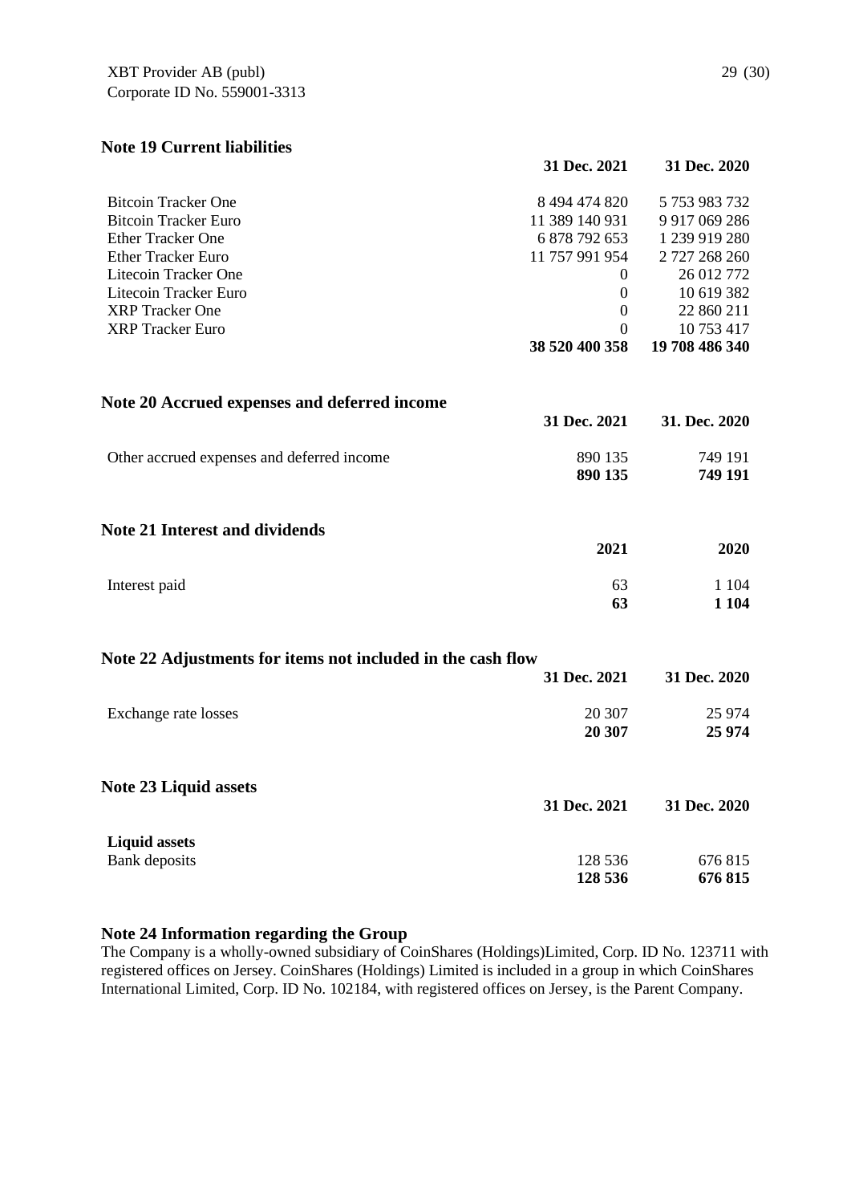## Note 19 Current liabilities

| | 31 Dec. 2021 | 31 Dec. 2020 |
|---|---|---|
| Bitcoin Tracker One | 8 494 474 820 | 5 753 983 732 |
| Bitcoin Tracker Euro | 11 389 140 931 | 9 917 069 286 |
| Ether Tracker One | 6 878 792 653 | 1 239 919 280 |
| Ether Tracker Euro | 11 757 991 954 | 2 727 268 260 |
| Litecoin Tracker One | 0 | 26 012 772 |
| Litecoin Tracker Euro | 0 | 10 619 382 |
| XRP Tracker One | 0 | 22 860 211 |
| XRP Tracker Euro | 0 | 10 753 417 |
| | **38 520 400 358** | **19 708 486 340** |

## Note 20 Accrued expenses and deferred income

| | 31 Dec. 2021 | 31. Dec. 2020 |
|---|---|---|
| Other accrued expenses and deferred income | 890 135 | 749 191 |
| | **890 135** | **749 191** |

## Note 21 Interest and dividends

| | 2021 | 2020 |
|---|---|---|
| Interest paid | 63 | 1 104 |
| | **63** | **1 104** |

## Note 22 Adjustments for items not included in the cash flow

| | 31 Dec. 2021 | 31 Dec. 2020 |
|---|---|---|
| Exchange rate losses | 20 307 | 25 974 |
| | **20 307** | **25 974** |

## Note 23 Liquid assets

| | 31 Dec. 2021 | 31 Dec. 2020 |
|---|---|---|
| **Liquid assets** | | |
| Bank deposits | 128 536 | 676 815 |
| | **128 536** | **676 815** |

## Note 24 Information regarding the Group

The Company is a wholly-owned subsidiary of CoinShares (Holdings)Limited, Corp. ID No. 123711 with registered offices on Jersey. CoinShares (Holdings) Limited is included in a group in which CoinShares International Limited, Corp. ID No. 102184, with registered offices on Jersey, is the Parent Company.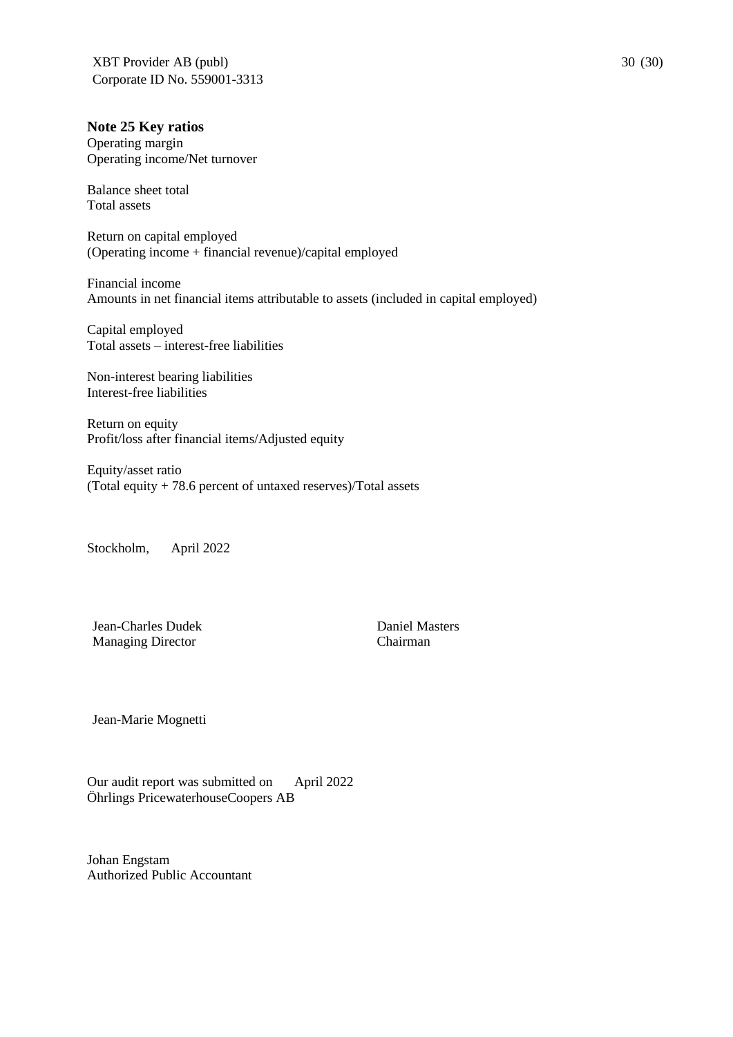## Note 25 Key ratios

Operating margin
Operating income/Net turnover

Balance sheet total
Total assets

Return on capital employed
(Operating income + financial revenue)/capital employed

Financial income
Amounts in net financial items attributable to assets (included in capital employed)

Capital employed
Total assets – interest-free liabilities

Non-interest bearing liabilities
Interest-free liabilities

Return on equity
Profit/loss after financial items/Adjusted equity

Equity/asset ratio
(Total equity + 78.6 percent of untaxed reserves)/Total assets

Stockholm, April 2022

Jean-Charles Dudek
Managing Director

Daniel Masters
Chairman

Jean-Marie Mognetti

Our audit report was submitted on April 2022
Öhrlings PricewaterhouseCoopers AB

Johan Engstam
Authorized Public Accountant